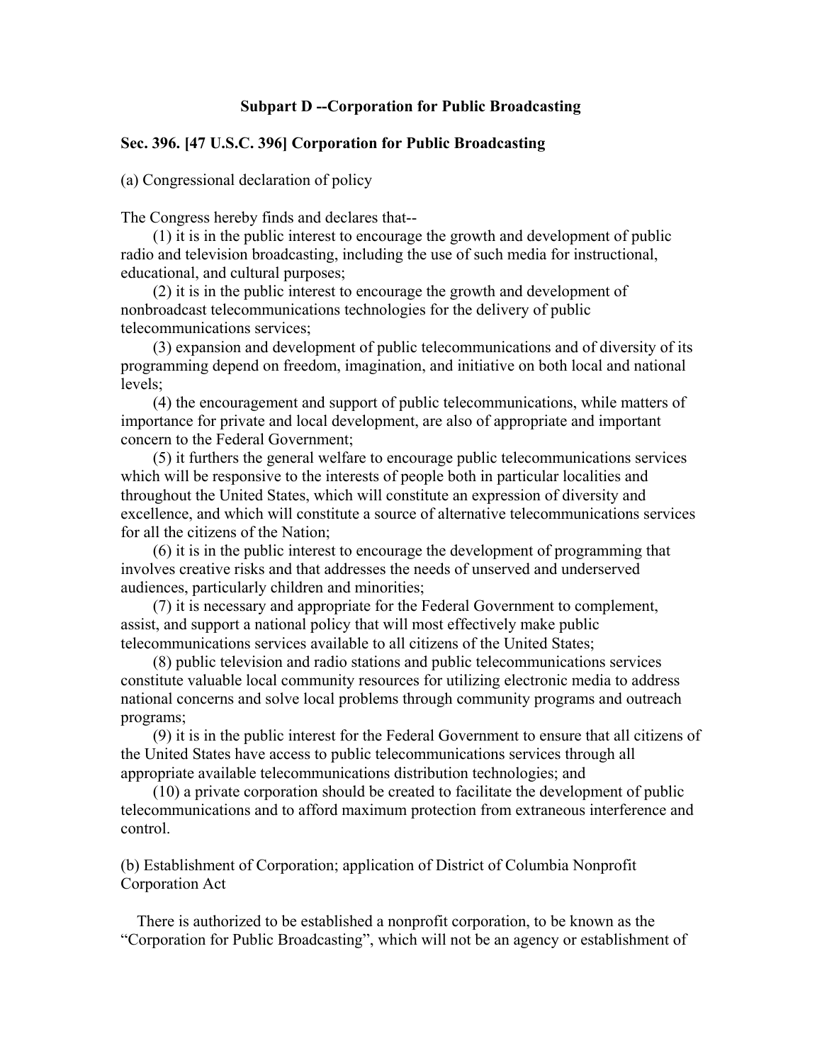## Subpart D --Corporation for Public Broadcasting

### Sec. 396. [47 U.S.C. 396] Corporation for Public Broadcasting

(a) Congressional declaration of policy

The Congress hereby finds and declares that--

(1) it is in the public interest to encourage the growth and development of public radio and television broadcasting, including the use of such media for instructional, educational, and cultural purposes;

(2) it is in the public interest to encourage the growth and development of nonbroadcast telecommunications technologies for the delivery of public telecommunications services;

(3) expansion and development of public telecommunications and of diversity of its programming depend on freedom, imagination, and initiative on both local and national levels;

(4) the encouragement and support of public telecommunications, while matters of importance for private and local development, are also of appropriate and important concern to the Federal Government;

(5) it furthers the general welfare to encourage public telecommunications services which will be responsive to the interests of people both in particular localities and throughout the United States, which will constitute an expression of diversity and excellence, and which will constitute a source of alternative telecommunications services for all the citizens of the Nation;

(6) it is in the public interest to encourage the development of programming that involves creative risks and that addresses the needs of unserved and underserved audiences, particularly children and minorities;

(7) it is necessary and appropriate for the Federal Government to complement, assist, and support a national policy that will most effectively make public telecommunications services available to all citizens of the United States;

(8) public television and radio stations and public telecommunications services constitute valuable local community resources for utilizing electronic media to address national concerns and solve local problems through community programs and outreach programs;

(9) it is in the public interest for the Federal Government to ensure that all citizens of the United States have access to public telecommunications services through all appropriate available telecommunications distribution technologies; and

(10) a private corporation should be created to facilitate the development of public telecommunications and to afford maximum protection from extraneous interference and control.

(b) Establishment of Corporation; application of District of Columbia Nonprofit Corporation Act

There is authorized to be established a nonprofit corporation, to be known as the "Corporation for Public Broadcasting", which will not be an agency or establishment of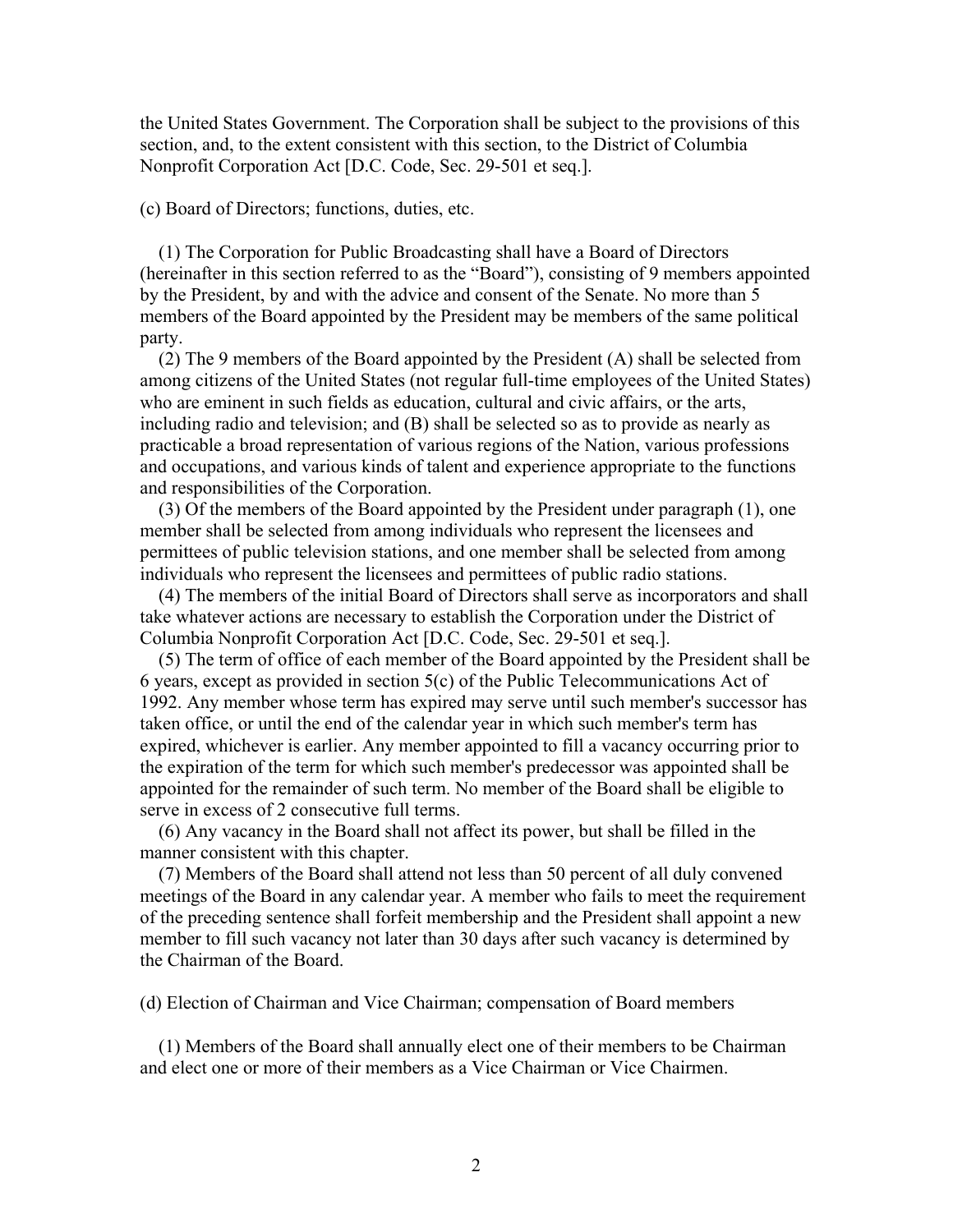the United States Government. The Corporation shall be subject to the provisions of this section, and, to the extent consistent with this section, to the District of Columbia Nonprofit Corporation Act [D.C. Code, Sec. 29-501 et seq.].

(c) Board of Directors; functions, duties, etc.

(1) The Corporation for Public Broadcasting shall have a Board of Directors (hereinafter in this section referred to as the "Board"), consisting of 9 members appointed by the President, by and with the advice and consent of the Senate. No more than 5 members of the Board appointed by the President may be members of the same political party.

(2) The 9 members of the Board appointed by the President (A) shall be selected from among citizens of the United States (not regular full-time employees of the United States) who are eminent in such fields as education, cultural and civic affairs, or the arts, including radio and television; and (B) shall be selected so as to provide as nearly as practicable a broad representation of various regions of the Nation, various professions and occupations, and various kinds of talent and experience appropriate to the functions and responsibilities of the Corporation.

(3) Of the members of the Board appointed by the President under paragraph (1), one member shall be selected from among individuals who represent the licensees and permittees of public television stations, and one member shall be selected from among individuals who represent the licensees and permittees of public radio stations.

(4) The members of the initial Board of Directors shall serve as incorporators and shall take whatever actions are necessary to establish the Corporation under the District of Columbia Nonprofit Corporation Act [D.C. Code, Sec. 29-501 et seq.].

(5) The term of office of each member of the Board appointed by the President shall be 6 years, except as provided in section 5(c) of the Public Telecommunications Act of 1992. Any member whose term has expired may serve until such member's successor has taken office, or until the end of the calendar year in which such member's term has expired, whichever is earlier. Any member appointed to fill a vacancy occurring prior to the expiration of the term for which such member's predecessor was appointed shall be appointed for the remainder of such term. No member of the Board shall be eligible to serve in excess of 2 consecutive full terms.

(6) Any vacancy in the Board shall not affect its power, but shall be filled in the manner consistent with this chapter.

(7) Members of the Board shall attend not less than 50 percent of all duly convened meetings of the Board in any calendar year. A member who fails to meet the requirement of the preceding sentence shall forfeit membership and the President shall appoint a new member to fill such vacancy not later than 30 days after such vacancy is determined by the Chairman of the Board.

(d) Election of Chairman and Vice Chairman; compensation of Board members

(1) Members of the Board shall annually elect one of their members to be Chairman and elect one or more of their members as a Vice Chairman or Vice Chairmen.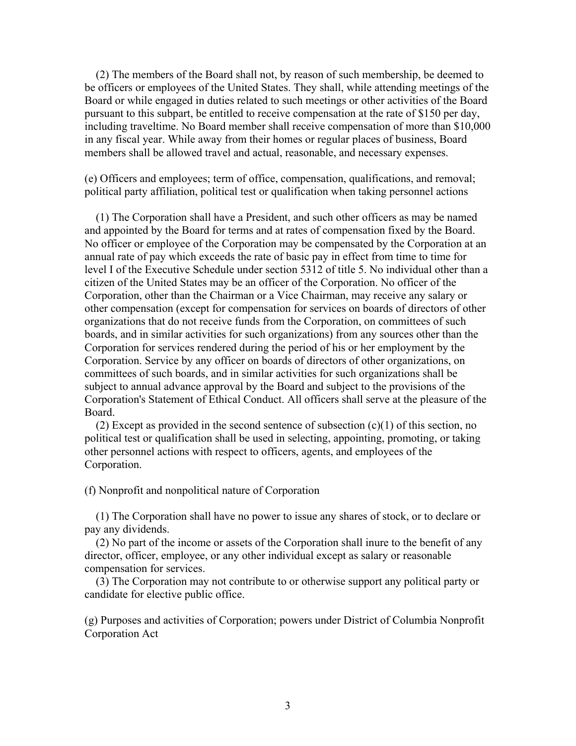(2) The members of the Board shall not, by reason of such membership, be deemed to be officers or employees of the United States. They shall, while attending meetings of the Board or while engaged in duties related to such meetings or other activities of the Board pursuant to this subpart, be entitled to receive compensation at the rate of $150 per day, including traveltime. No Board member shall receive compensation of more than $10,000 in any fiscal year. While away from their homes or regular places of business, Board members shall be allowed travel and actual, reasonable, and necessary expenses.

(e) Officers and employees; term of office, compensation, qualifications, and removal; political party affiliation, political test or qualification when taking personnel actions

(1) The Corporation shall have a President, and such other officers as may be named and appointed by the Board for terms and at rates of compensation fixed by the Board. No officer or employee of the Corporation may be compensated by the Corporation at an annual rate of pay which exceeds the rate of basic pay in effect from time to time for level I of the Executive Schedule under section 5312 of title 5. No individual other than a citizen of the United States may be an officer of the Corporation. No officer of the Corporation, other than the Chairman or a Vice Chairman, may receive any salary or other compensation (except for compensation for services on boards of directors of other organizations that do not receive funds from the Corporation, on committees of such boards, and in similar activities for such organizations) from any sources other than the Corporation for services rendered during the period of his or her employment by the Corporation. Service by any officer on boards of directors of other organizations, on committees of such boards, and in similar activities for such organizations shall be subject to annual advance approval by the Board and subject to the provisions of the Corporation's Statement of Ethical Conduct. All officers shall serve at the pleasure of the Board.

(2) Except as provided in the second sentence of subsection (c)(1) of this section, no political test or qualification shall be used in selecting, appointing, promoting, or taking other personnel actions with respect to officers, agents, and employees of the Corporation.

(f) Nonprofit and nonpolitical nature of Corporation

(1) The Corporation shall have no power to issue any shares of stock, or to declare or pay any dividends.

(2) No part of the income or assets of the Corporation shall inure to the benefit of any director, officer, employee, or any other individual except as salary or reasonable compensation for services.

(3) The Corporation may not contribute to or otherwise support any political party or candidate for elective public office.

(g) Purposes and activities of Corporation; powers under District of Columbia Nonprofit Corporation Act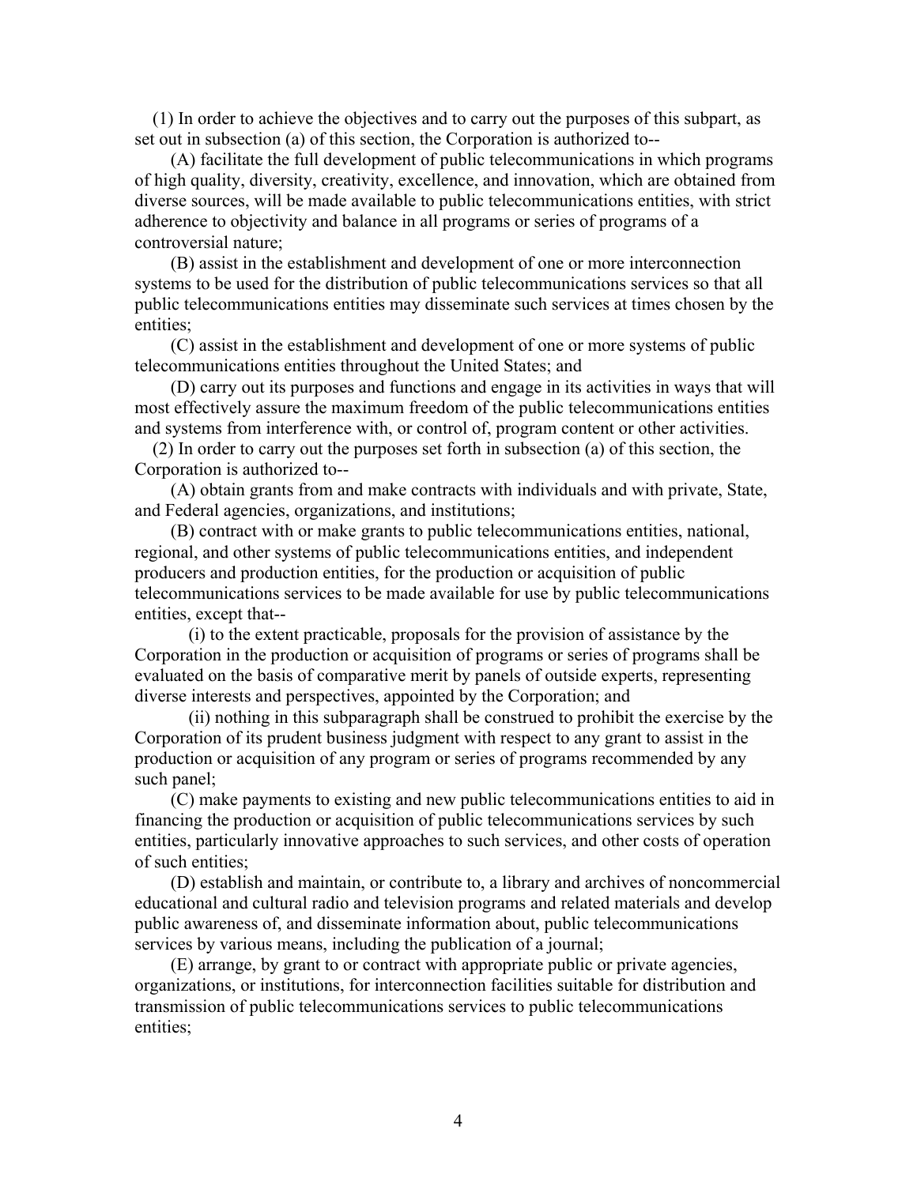(1) In order to achieve the objectives and to carry out the purposes of this subpart, as set out in subsection (a) of this section, the Corporation is authorized to--

(A) facilitate the full development of public telecommunications in which programs of high quality, diversity, creativity, excellence, and innovation, which are obtained from diverse sources, will be made available to public telecommunications entities, with strict adherence to objectivity and balance in all programs or series of programs of a controversial nature;

(B) assist in the establishment and development of one or more interconnection systems to be used for the distribution of public telecommunications services so that all public telecommunications entities may disseminate such services at times chosen by the entities;

(C) assist in the establishment and development of one or more systems of public telecommunications entities throughout the United States; and

(D) carry out its purposes and functions and engage in its activities in ways that will most effectively assure the maximum freedom of the public telecommunications entities and systems from interference with, or control of, program content or other activities.

(2) In order to carry out the purposes set forth in subsection (a) of this section, the Corporation is authorized to--

(A) obtain grants from and make contracts with individuals and with private, State, and Federal agencies, organizations, and institutions;

(B) contract with or make grants to public telecommunications entities, national, regional, and other systems of public telecommunications entities, and independent producers and production entities, for the production or acquisition of public telecommunications services to be made available for use by public telecommunications entities, except that--

(i) to the extent practicable, proposals for the provision of assistance by the Corporation in the production or acquisition of programs or series of programs shall be evaluated on the basis of comparative merit by panels of outside experts, representing diverse interests and perspectives, appointed by the Corporation; and

(ii) nothing in this subparagraph shall be construed to prohibit the exercise by the Corporation of its prudent business judgment with respect to any grant to assist in the production or acquisition of any program or series of programs recommended by any such panel;

(C) make payments to existing and new public telecommunications entities to aid in financing the production or acquisition of public telecommunications services by such entities, particularly innovative approaches to such services, and other costs of operation of such entities;

(D) establish and maintain, or contribute to, a library and archives of noncommercial educational and cultural radio and television programs and related materials and develop public awareness of, and disseminate information about, public telecommunications services by various means, including the publication of a journal;

(E) arrange, by grant to or contract with appropriate public or private agencies, organizations, or institutions, for interconnection facilities suitable for distribution and transmission of public telecommunications services to public telecommunications entities;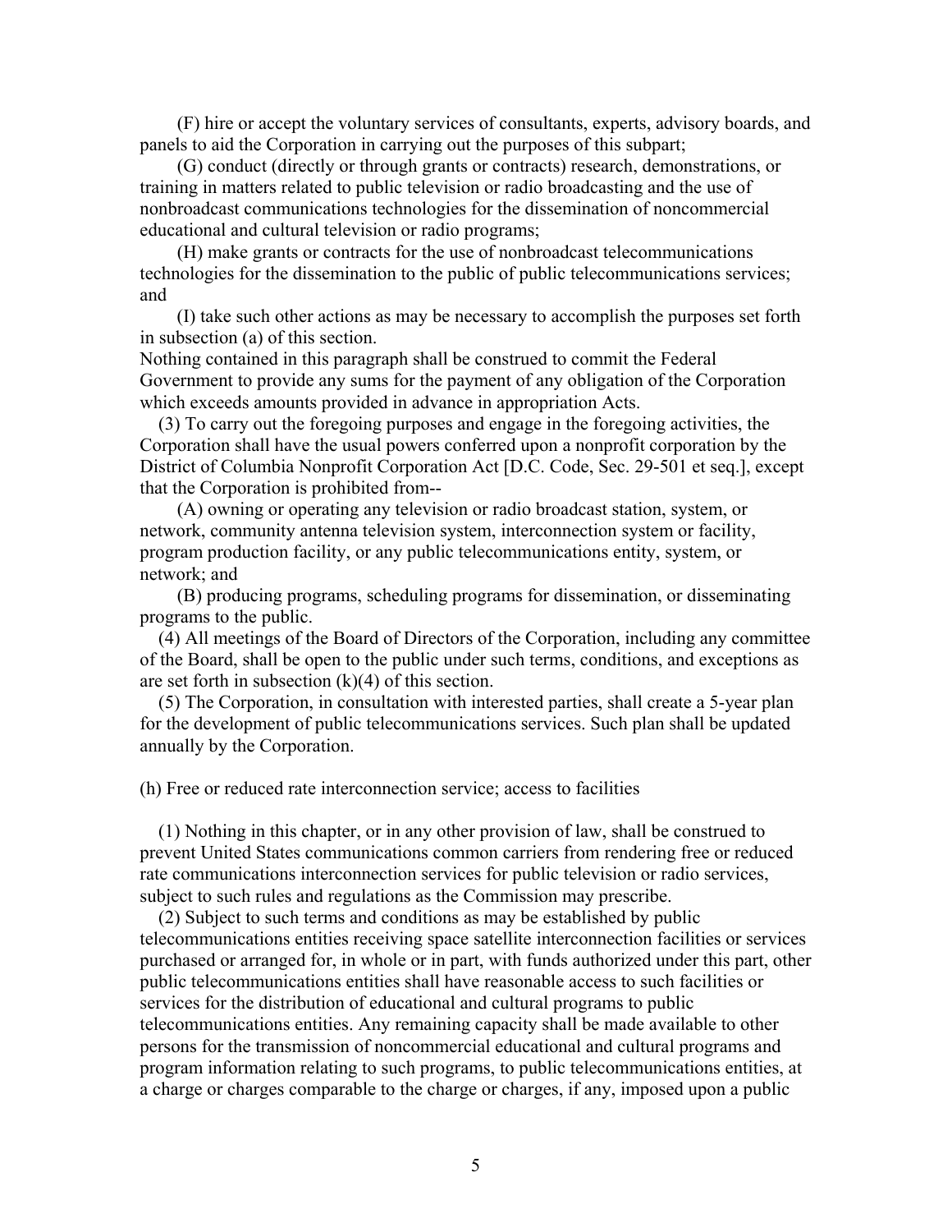(F) hire or accept the voluntary services of consultants, experts, advisory boards, and panels to aid the Corporation in carrying out the purposes of this subpart;

(G) conduct (directly or through grants or contracts) research, demonstrations, or training in matters related to public television or radio broadcasting and the use of nonbroadcast communications technologies for the dissemination of noncommercial educational and cultural television or radio programs;

(H) make grants or contracts for the use of nonbroadcast telecommunications technologies for the dissemination to the public of public telecommunications services; and

(I) take such other actions as may be necessary to accomplish the purposes set forth in subsection (a) of this section.

Nothing contained in this paragraph shall be construed to commit the Federal Government to provide any sums for the payment of any obligation of the Corporation which exceeds amounts provided in advance in appropriation Acts.

(3) To carry out the foregoing purposes and engage in the foregoing activities, the Corporation shall have the usual powers conferred upon a nonprofit corporation by the District of Columbia Nonprofit Corporation Act [D.C. Code, Sec. 29-501 et seq.], except that the Corporation is prohibited from--

(A) owning or operating any television or radio broadcast station, system, or network, community antenna television system, interconnection system or facility, program production facility, or any public telecommunications entity, system, or network; and

(B) producing programs, scheduling programs for dissemination, or disseminating programs to the public.

(4) All meetings of the Board of Directors of the Corporation, including any committee of the Board, shall be open to the public under such terms, conditions, and exceptions as are set forth in subsection (k)(4) of this section.

(5) The Corporation, in consultation with interested parties, shall create a 5-year plan for the development of public telecommunications services. Such plan shall be updated annually by the Corporation.

(h) Free or reduced rate interconnection service; access to facilities

(1) Nothing in this chapter, or in any other provision of law, shall be construed to prevent United States communications common carriers from rendering free or reduced rate communications interconnection services for public television or radio services, subject to such rules and regulations as the Commission may prescribe.

(2) Subject to such terms and conditions as may be established by public telecommunications entities receiving space satellite interconnection facilities or services purchased or arranged for, in whole or in part, with funds authorized under this part, other public telecommunications entities shall have reasonable access to such facilities or services for the distribution of educational and cultural programs to public telecommunications entities. Any remaining capacity shall be made available to other persons for the transmission of noncommercial educational and cultural programs and program information relating to such programs, to public telecommunications entities, at a charge or charges comparable to the charge or charges, if any, imposed upon a public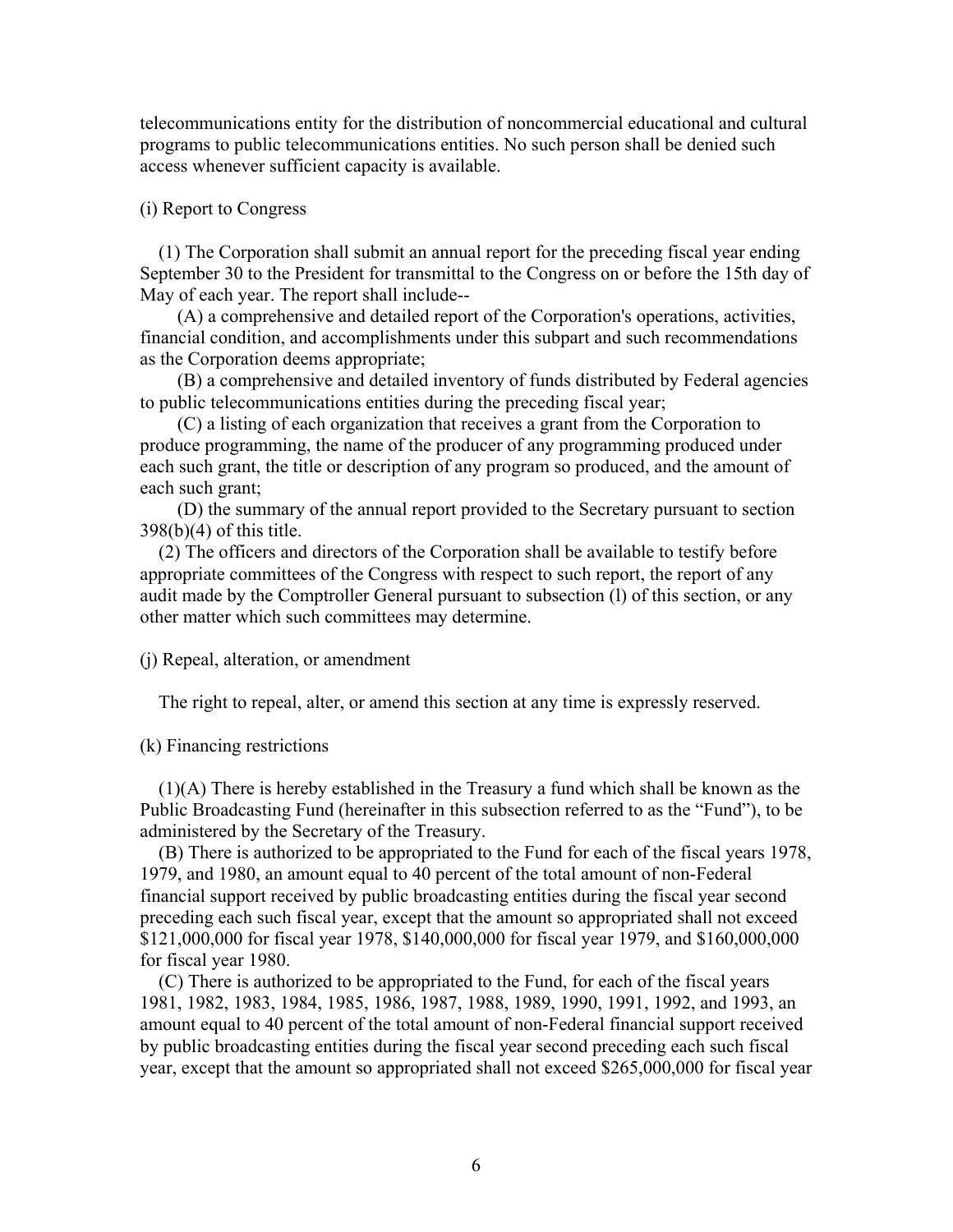telecommunications entity for the distribution of noncommercial educational and cultural programs to public telecommunications entities. No such person shall be denied such access whenever sufficient capacity is available.

(i) Report to Congress

(1) The Corporation shall submit an annual report for the preceding fiscal year ending September 30 to the President for transmittal to the Congress on or before the 15th day of May of each year. The report shall include--

(A) a comprehensive and detailed report of the Corporation's operations, activities, financial condition, and accomplishments under this subpart and such recommendations as the Corporation deems appropriate;

(B) a comprehensive and detailed inventory of funds distributed by Federal agencies to public telecommunications entities during the preceding fiscal year;

(C) a listing of each organization that receives a grant from the Corporation to produce programming, the name of the producer of any programming produced under each such grant, the title or description of any program so produced, and the amount of each such grant;

(D) the summary of the annual report provided to the Secretary pursuant to section 398(b)(4) of this title.

(2) The officers and directors of the Corporation shall be available to testify before appropriate committees of the Congress with respect to such report, the report of any audit made by the Comptroller General pursuant to subsection (l) of this section, or any other matter which such committees may determine.

(j) Repeal, alteration, or amendment

The right to repeal, alter, or amend this section at any time is expressly reserved.

(k) Financing restrictions

(1)(A) There is hereby established in the Treasury a fund which shall be known as the Public Broadcasting Fund (hereinafter in this subsection referred to as the "Fund"), to be administered by the Secretary of the Treasury.

(B) There is authorized to be appropriated to the Fund for each of the fiscal years 1978, 1979, and 1980, an amount equal to 40 percent of the total amount of non-Federal financial support received by public broadcasting entities during the fiscal year second preceding each such fiscal year, except that the amount so appropriated shall not exceed $121,000,000 for fiscal year 1978, $140,000,000 for fiscal year 1979, and $160,000,000 for fiscal year 1980.

(C) There is authorized to be appropriated to the Fund, for each of the fiscal years 1981, 1982, 1983, 1984, 1985, 1986, 1987, 1988, 1989, 1990, 1991, 1992, and 1993, an amount equal to 40 percent of the total amount of non-Federal financial support received by public broadcasting entities during the fiscal year second preceding each such fiscal year, except that the amount so appropriated shall not exceed $265,000,000 for fiscal year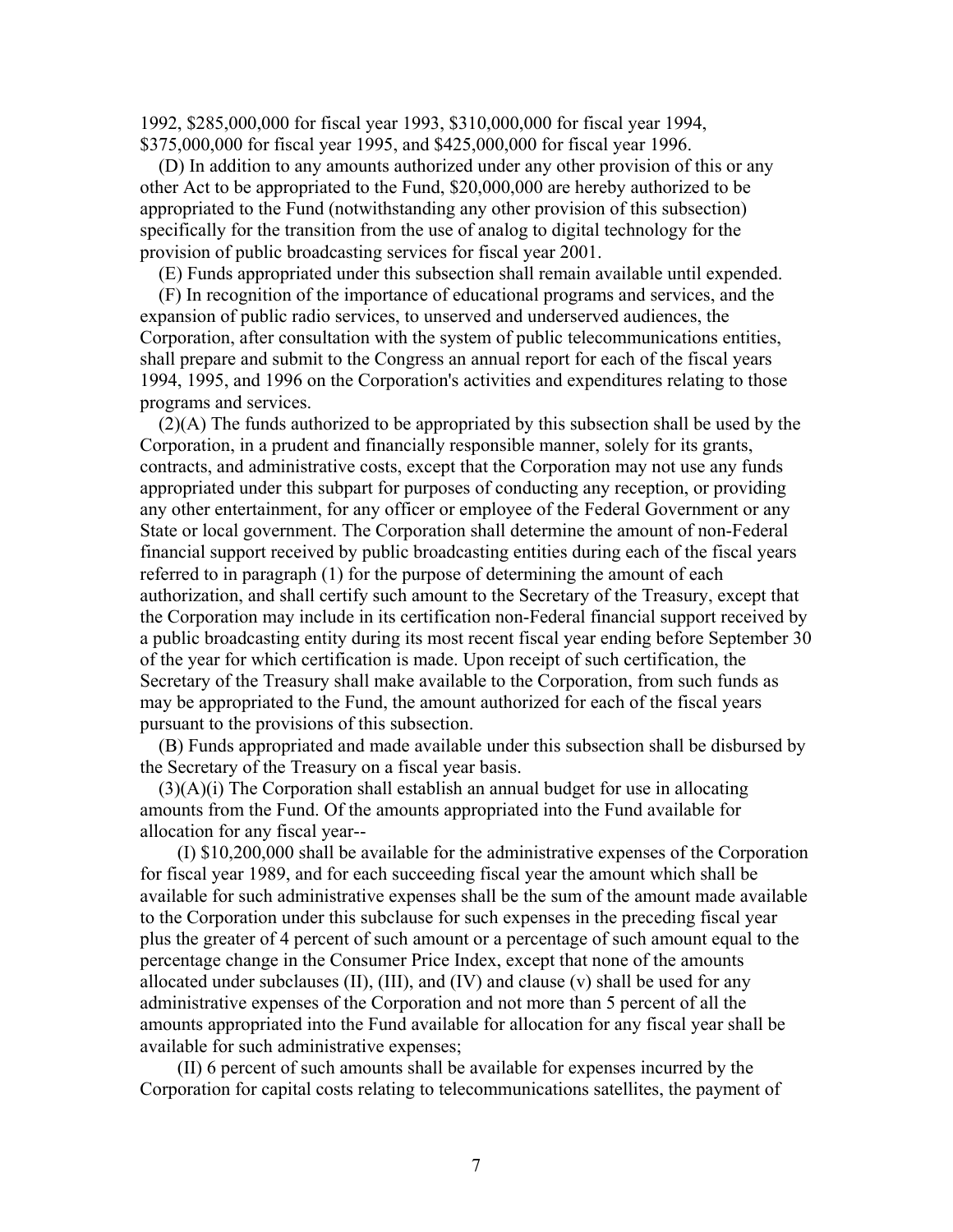1992, $285,000,000 for fiscal year 1993, $310,000,000 for fiscal year 1994, $375,000,000 for fiscal year 1995, and $425,000,000 for fiscal year 1996.

(D) In addition to any amounts authorized under any other provision of this or any other Act to be appropriated to the Fund, $20,000,000 are hereby authorized to be appropriated to the Fund (notwithstanding any other provision of this subsection) specifically for the transition from the use of analog to digital technology for the provision of public broadcasting services for fiscal year 2001.

(E) Funds appropriated under this subsection shall remain available until expended.

(F) In recognition of the importance of educational programs and services, and the expansion of public radio services, to unserved and underserved audiences, the Corporation, after consultation with the system of public telecommunications entities, shall prepare and submit to the Congress an annual report for each of the fiscal years 1994, 1995, and 1996 on the Corporation's activities and expenditures relating to those programs and services.

(2)(A) The funds authorized to be appropriated by this subsection shall be used by the Corporation, in a prudent and financially responsible manner, solely for its grants, contracts, and administrative costs, except that the Corporation may not use any funds appropriated under this subpart for purposes of conducting any reception, or providing any other entertainment, for any officer or employee of the Federal Government or any State or local government. The Corporation shall determine the amount of non-Federal financial support received by public broadcasting entities during each of the fiscal years referred to in paragraph (1) for the purpose of determining the amount of each authorization, and shall certify such amount to the Secretary of the Treasury, except that the Corporation may include in its certification non-Federal financial support received by a public broadcasting entity during its most recent fiscal year ending before September 30 of the year for which certification is made. Upon receipt of such certification, the Secretary of the Treasury shall make available to the Corporation, from such funds as may be appropriated to the Fund, the amount authorized for each of the fiscal years pursuant to the provisions of this subsection.

(B) Funds appropriated and made available under this subsection shall be disbursed by the Secretary of the Treasury on a fiscal year basis.

(3)(A)(i) The Corporation shall establish an annual budget for use in allocating amounts from the Fund. Of the amounts appropriated into the Fund available for allocation for any fiscal year--

(I) $10,200,000 shall be available for the administrative expenses of the Corporation for fiscal year 1989, and for each succeeding fiscal year the amount which shall be available for such administrative expenses shall be the sum of the amount made available to the Corporation under this subclause for such expenses in the preceding fiscal year plus the greater of 4 percent of such amount or a percentage of such amount equal to the percentage change in the Consumer Price Index, except that none of the amounts allocated under subclauses (II), (III), and (IV) and clause (v) shall be used for any administrative expenses of the Corporation and not more than 5 percent of all the amounts appropriated into the Fund available for allocation for any fiscal year shall be available for such administrative expenses;

(II) 6 percent of such amounts shall be available for expenses incurred by the Corporation for capital costs relating to telecommunications satellites, the payment of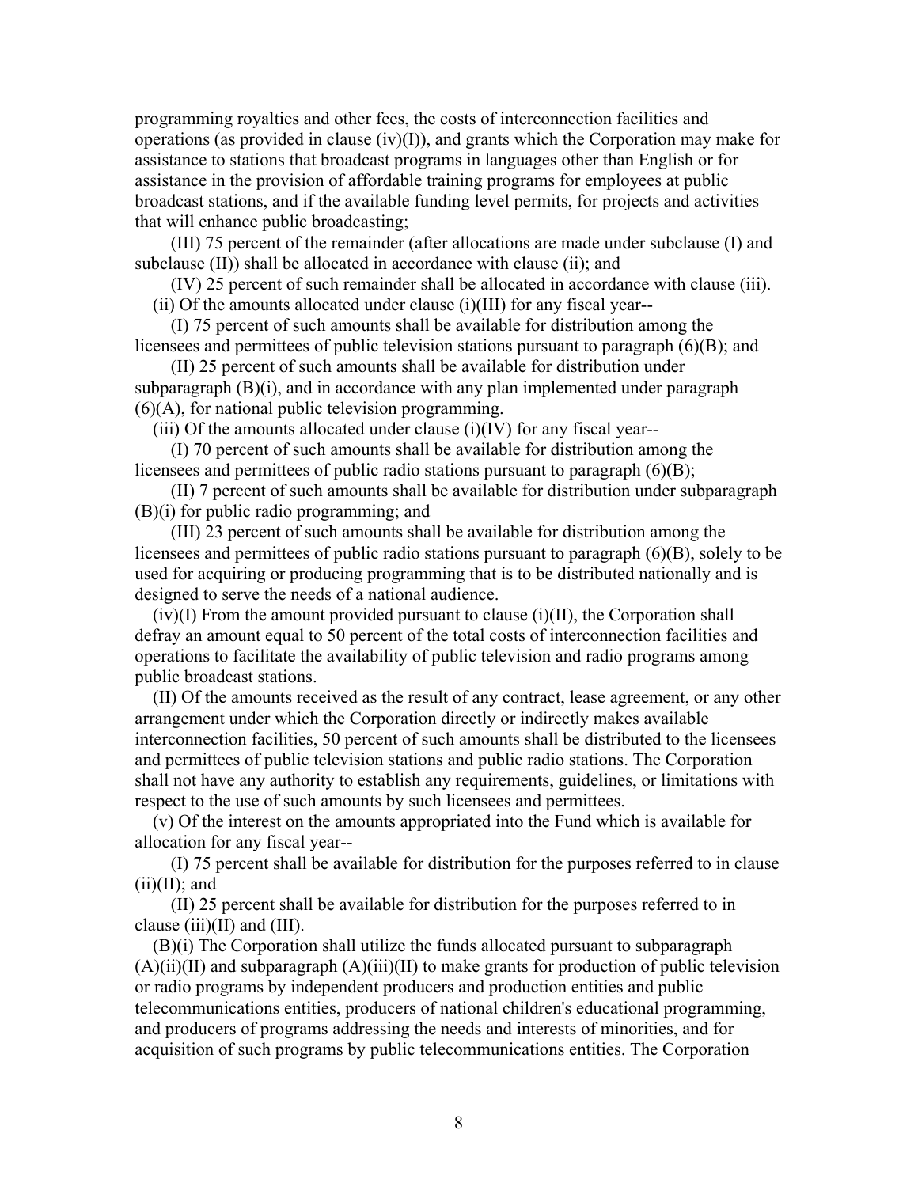programming royalties and other fees, the costs of interconnection facilities and operations (as provided in clause (iv)(I)), and grants which the Corporation may make for assistance to stations that broadcast programs in languages other than English or for assistance in the provision of affordable training programs for employees at public broadcast stations, and if the available funding level permits, for projects and activities that will enhance public broadcasting;

(III) 75 percent of the remainder (after allocations are made under subclause (I) and subclause (II)) shall be allocated in accordance with clause (ii); and

(IV) 25 percent of such remainder shall be allocated in accordance with clause (iii).

(ii) Of the amounts allocated under clause (i)(III) for any fiscal year--

(I) 75 percent of such amounts shall be available for distribution among the licensees and permittees of public television stations pursuant to paragraph (6)(B); and

(II) 25 percent of such amounts shall be available for distribution under subparagraph (B)(i), and in accordance with any plan implemented under paragraph (6)(A), for national public television programming.

(iii) Of the amounts allocated under clause (i)(IV) for any fiscal year--

(I) 70 percent of such amounts shall be available for distribution among the licensees and permittees of public radio stations pursuant to paragraph (6)(B);

(II) 7 percent of such amounts shall be available for distribution under subparagraph (B)(i) for public radio programming; and

(III) 23 percent of such amounts shall be available for distribution among the licensees and permittees of public radio stations pursuant to paragraph (6)(B), solely to be used for acquiring or producing programming that is to be distributed nationally and is designed to serve the needs of a national audience.

(iv)(I) From the amount provided pursuant to clause (i)(II), the Corporation shall defray an amount equal to 50 percent of the total costs of interconnection facilities and operations to facilitate the availability of public television and radio programs among public broadcast stations.

(II) Of the amounts received as the result of any contract, lease agreement, or any other arrangement under which the Corporation directly or indirectly makes available interconnection facilities, 50 percent of such amounts shall be distributed to the licensees and permittees of public television stations and public radio stations. The Corporation shall not have any authority to establish any requirements, guidelines, or limitations with respect to the use of such amounts by such licensees and permittees.

(v) Of the interest on the amounts appropriated into the Fund which is available for allocation for any fiscal year--

(I) 75 percent shall be available for distribution for the purposes referred to in clause (ii)(II); and

(II) 25 percent shall be available for distribution for the purposes referred to in clause (iii)(II) and (III).

(B)(i) The Corporation shall utilize the funds allocated pursuant to subparagraph (A)(ii)(II) and subparagraph (A)(iii)(II) to make grants for production of public television or radio programs by independent producers and production entities and public telecommunications entities, producers of national children's educational programming, and producers of programs addressing the needs and interests of minorities, and for acquisition of such programs by public telecommunications entities. The Corporation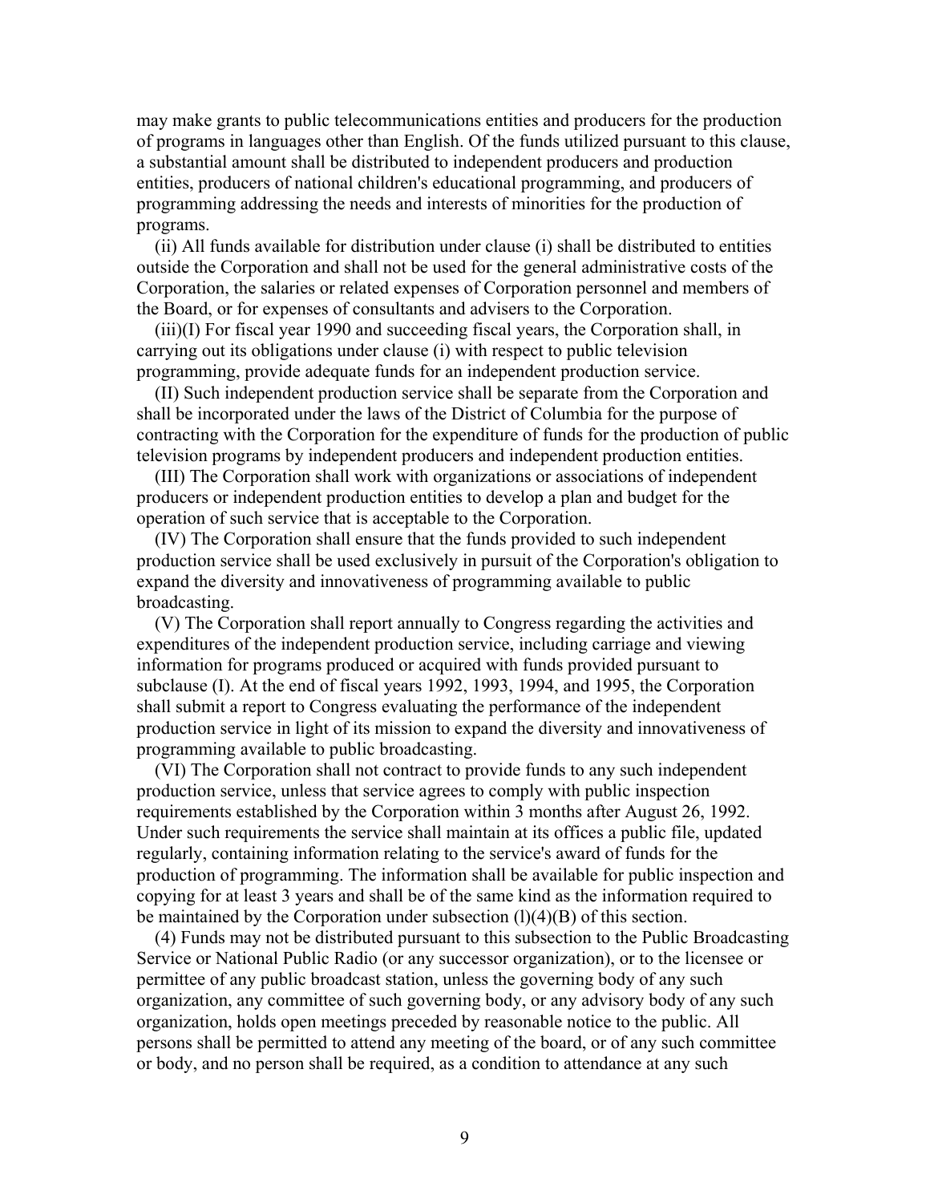may make grants to public telecommunications entities and producers for the production of programs in languages other than English. Of the funds utilized pursuant to this clause, a substantial amount shall be distributed to independent producers and production entities, producers of national children's educational programming, and producers of programming addressing the needs and interests of minorities for the production of programs.

(ii) All funds available for distribution under clause (i) shall be distributed to entities outside the Corporation and shall not be used for the general administrative costs of the Corporation, the salaries or related expenses of Corporation personnel and members of the Board, or for expenses of consultants and advisers to the Corporation.

(iii)(I) For fiscal year 1990 and succeeding fiscal years, the Corporation shall, in carrying out its obligations under clause (i) with respect to public television programming, provide adequate funds for an independent production service.

(II) Such independent production service shall be separate from the Corporation and shall be incorporated under the laws of the District of Columbia for the purpose of contracting with the Corporation for the expenditure of funds for the production of public television programs by independent producers and independent production entities.

(III) The Corporation shall work with organizations or associations of independent producers or independent production entities to develop a plan and budget for the operation of such service that is acceptable to the Corporation.

(IV) The Corporation shall ensure that the funds provided to such independent production service shall be used exclusively in pursuit of the Corporation's obligation to expand the diversity and innovativeness of programming available to public broadcasting.

(V) The Corporation shall report annually to Congress regarding the activities and expenditures of the independent production service, including carriage and viewing information for programs produced or acquired with funds provided pursuant to subclause (I). At the end of fiscal years 1992, 1993, 1994, and 1995, the Corporation shall submit a report to Congress evaluating the performance of the independent production service in light of its mission to expand the diversity and innovativeness of programming available to public broadcasting.

(VI) The Corporation shall not contract to provide funds to any such independent production service, unless that service agrees to comply with public inspection requirements established by the Corporation within 3 months after August 26, 1992. Under such requirements the service shall maintain at its offices a public file, updated regularly, containing information relating to the service's award of funds for the production of programming. The information shall be available for public inspection and copying for at least 3 years and shall be of the same kind as the information required to be maintained by the Corporation under subsection (l)(4)(B) of this section.

(4) Funds may not be distributed pursuant to this subsection to the Public Broadcasting Service or National Public Radio (or any successor organization), or to the licensee or permittee of any public broadcast station, unless the governing body of any such organization, any committee of such governing body, or any advisory body of any such organization, holds open meetings preceded by reasonable notice to the public. All persons shall be permitted to attend any meeting of the board, or of any such committee or body, and no person shall be required, as a condition to attendance at any such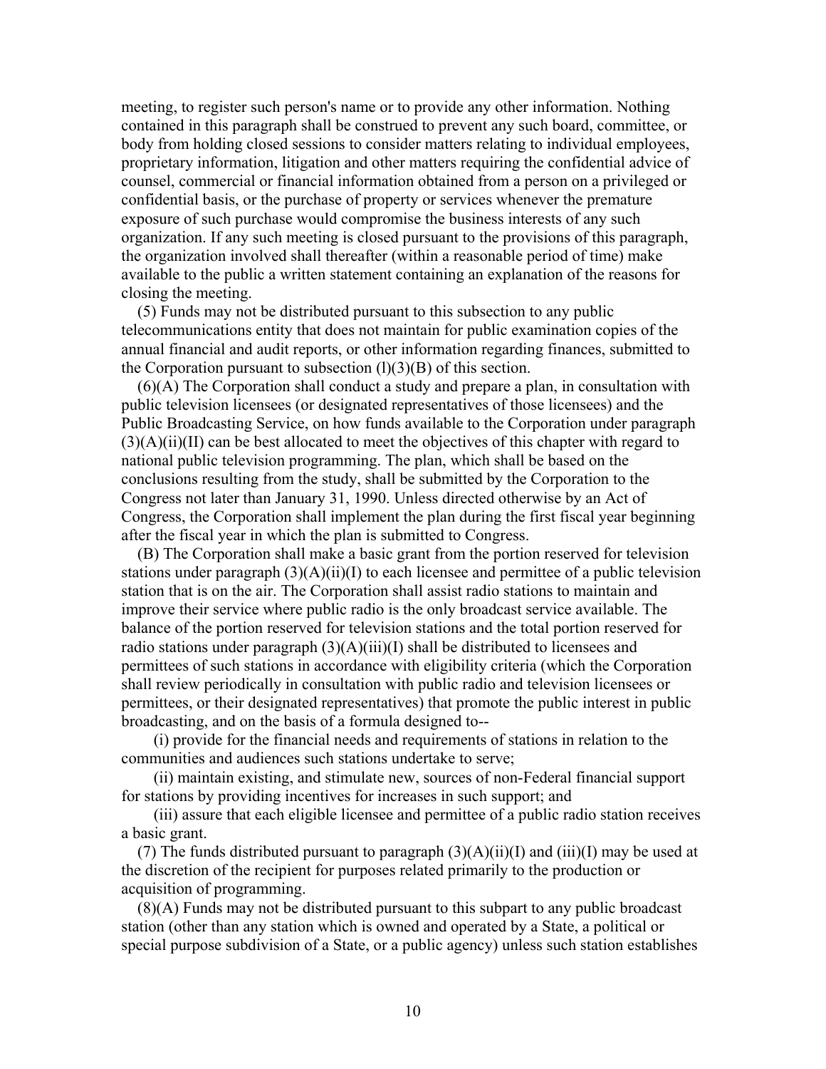meeting, to register such person's name or to provide any other information. Nothing contained in this paragraph shall be construed to prevent any such board, committee, or body from holding closed sessions to consider matters relating to individual employees, proprietary information, litigation and other matters requiring the confidential advice of counsel, commercial or financial information obtained from a person on a privileged or confidential basis, or the purchase of property or services whenever the premature exposure of such purchase would compromise the business interests of any such organization. If any such meeting is closed pursuant to the provisions of this paragraph, the organization involved shall thereafter (within a reasonable period of time) make available to the public a written statement containing an explanation of the reasons for closing the meeting.

(5) Funds may not be distributed pursuant to this subsection to any public telecommunications entity that does not maintain for public examination copies of the annual financial and audit reports, or other information regarding finances, submitted to the Corporation pursuant to subsection (l)(3)(B) of this section.

(6)(A) The Corporation shall conduct a study and prepare a plan, in consultation with public television licensees (or designated representatives of those licensees) and the Public Broadcasting Service, on how funds available to the Corporation under paragraph (3)(A)(ii)(II) can be best allocated to meet the objectives of this chapter with regard to national public television programming. The plan, which shall be based on the conclusions resulting from the study, shall be submitted by the Corporation to the Congress not later than January 31, 1990. Unless directed otherwise by an Act of Congress, the Corporation shall implement the plan during the first fiscal year beginning after the fiscal year in which the plan is submitted to Congress.

(B) The Corporation shall make a basic grant from the portion reserved for television stations under paragraph (3)(A)(ii)(I) to each licensee and permittee of a public television station that is on the air. The Corporation shall assist radio stations to maintain and improve their service where public radio is the only broadcast service available. The balance of the portion reserved for television stations and the total portion reserved for radio stations under paragraph (3)(A)(iii)(I) shall be distributed to licensees and permittees of such stations in accordance with eligibility criteria (which the Corporation shall review periodically in consultation with public radio and television licensees or permittees, or their designated representatives) that promote the public interest in public broadcasting, and on the basis of a formula designed to--

(i) provide for the financial needs and requirements of stations in relation to the communities and audiences such stations undertake to serve;

(ii) maintain existing, and stimulate new, sources of non-Federal financial support for stations by providing incentives for increases in such support; and

(iii) assure that each eligible licensee and permittee of a public radio station receives a basic grant.

(7) The funds distributed pursuant to paragraph (3)(A)(ii)(I) and (iii)(I) may be used at the discretion of the recipient for purposes related primarily to the production or acquisition of programming.

(8)(A) Funds may not be distributed pursuant to this subpart to any public broadcast station (other than any station which is owned and operated by a State, a political or special purpose subdivision of a State, or a public agency) unless such station establishes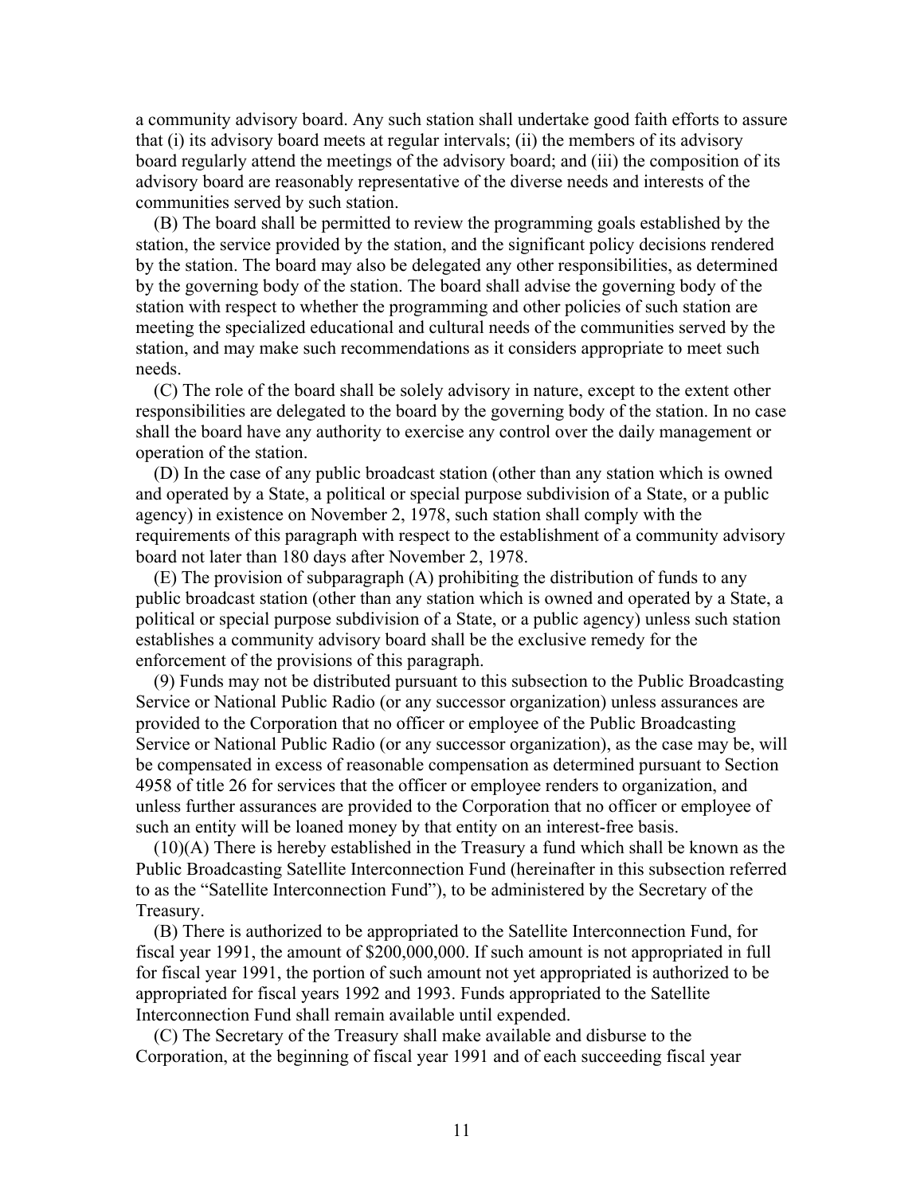a community advisory board. Any such station shall undertake good faith efforts to assure that (i) its advisory board meets at regular intervals; (ii) the members of its advisory board regularly attend the meetings of the advisory board; and (iii) the composition of its advisory board are reasonably representative of the diverse needs and interests of the communities served by such station.

(B) The board shall be permitted to review the programming goals established by the station, the service provided by the station, and the significant policy decisions rendered by the station. The board may also be delegated any other responsibilities, as determined by the governing body of the station. The board shall advise the governing body of the station with respect to whether the programming and other policies of such station are meeting the specialized educational and cultural needs of the communities served by the station, and may make such recommendations as it considers appropriate to meet such needs.

(C) The role of the board shall be solely advisory in nature, except to the extent other responsibilities are delegated to the board by the governing body of the station. In no case shall the board have any authority to exercise any control over the daily management or operation of the station.

(D) In the case of any public broadcast station (other than any station which is owned and operated by a State, a political or special purpose subdivision of a State, or a public agency) in existence on November 2, 1978, such station shall comply with the requirements of this paragraph with respect to the establishment of a community advisory board not later than 180 days after November 2, 1978.

(E) The provision of subparagraph (A) prohibiting the distribution of funds to any public broadcast station (other than any station which is owned and operated by a State, a political or special purpose subdivision of a State, or a public agency) unless such station establishes a community advisory board shall be the exclusive remedy for the enforcement of the provisions of this paragraph.

(9) Funds may not be distributed pursuant to this subsection to the Public Broadcasting Service or National Public Radio (or any successor organization) unless assurances are provided to the Corporation that no officer or employee of the Public Broadcasting Service or National Public Radio (or any successor organization), as the case may be, will be compensated in excess of reasonable compensation as determined pursuant to Section 4958 of title 26 for services that the officer or employee renders to organization, and unless further assurances are provided to the Corporation that no officer or employee of such an entity will be loaned money by that entity on an interest-free basis.

(10)(A) There is hereby established in the Treasury a fund which shall be known as the Public Broadcasting Satellite Interconnection Fund (hereinafter in this subsection referred to as the "Satellite Interconnection Fund"), to be administered by the Secretary of the Treasury.

(B) There is authorized to be appropriated to the Satellite Interconnection Fund, for fiscal year 1991, the amount of $200,000,000. If such amount is not appropriated in full for fiscal year 1991, the portion of such amount not yet appropriated is authorized to be appropriated for fiscal years 1992 and 1993. Funds appropriated to the Satellite Interconnection Fund shall remain available until expended.

(C) The Secretary of the Treasury shall make available and disburse to the Corporation, at the beginning of fiscal year 1991 and of each succeeding fiscal year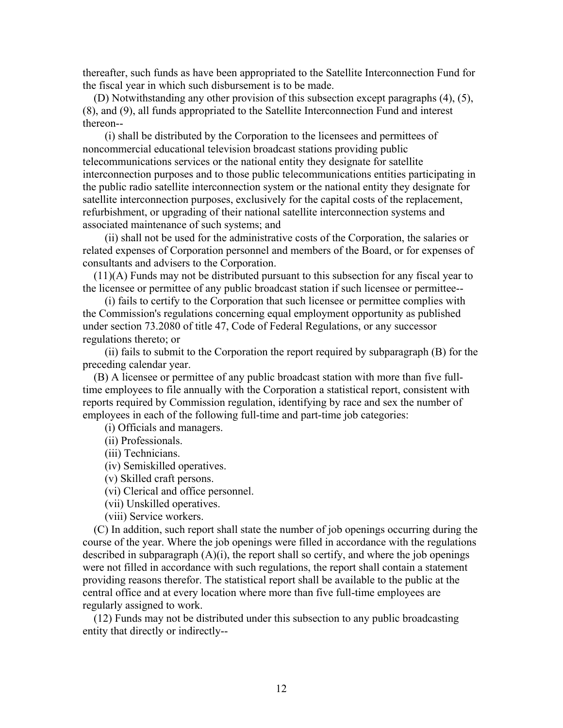thereafter, such funds as have been appropriated to the Satellite Interconnection Fund for the fiscal year in which such disbursement is to be made.

(D) Notwithstanding any other provision of this subsection except paragraphs (4), (5), (8), and (9), all funds appropriated to the Satellite Interconnection Fund and interest thereon--

(i) shall be distributed by the Corporation to the licensees and permittees of noncommercial educational television broadcast stations providing public telecommunications services or the national entity they designate for satellite interconnection purposes and to those public telecommunications entities participating in the public radio satellite interconnection system or the national entity they designate for satellite interconnection purposes, exclusively for the capital costs of the replacement, refurbishment, or upgrading of their national satellite interconnection systems and associated maintenance of such systems; and

(ii) shall not be used for the administrative costs of the Corporation, the salaries or related expenses of Corporation personnel and members of the Board, or for expenses of consultants and advisers to the Corporation.

(11)(A) Funds may not be distributed pursuant to this subsection for any fiscal year to the licensee or permittee of any public broadcast station if such licensee or permittee--

(i) fails to certify to the Corporation that such licensee or permittee complies with the Commission's regulations concerning equal employment opportunity as published under section 73.2080 of title 47, Code of Federal Regulations, or any successor regulations thereto; or

(ii) fails to submit to the Corporation the report required by subparagraph (B) for the preceding calendar year.

(B) A licensee or permittee of any public broadcast station with more than five full-time employees to file annually with the Corporation a statistical report, consistent with reports required by Commission regulation, identifying by race and sex the number of employees in each of the following full-time and part-time job categories:

(i) Officials and managers.

(ii) Professionals.

(iii) Technicians.

(iv) Semiskilled operatives.

(v) Skilled craft persons.

(vi) Clerical and office personnel.

(vii) Unskilled operatives.

(viii) Service workers.

(C) In addition, such report shall state the number of job openings occurring during the course of the year. Where the job openings were filled in accordance with the regulations described in subparagraph (A)(i), the report shall so certify, and where the job openings were not filled in accordance with such regulations, the report shall contain a statement providing reasons therefor. The statistical report shall be available to the public at the central office and at every location where more than five full-time employees are regularly assigned to work.

(12) Funds may not be distributed under this subsection to any public broadcasting entity that directly or indirectly--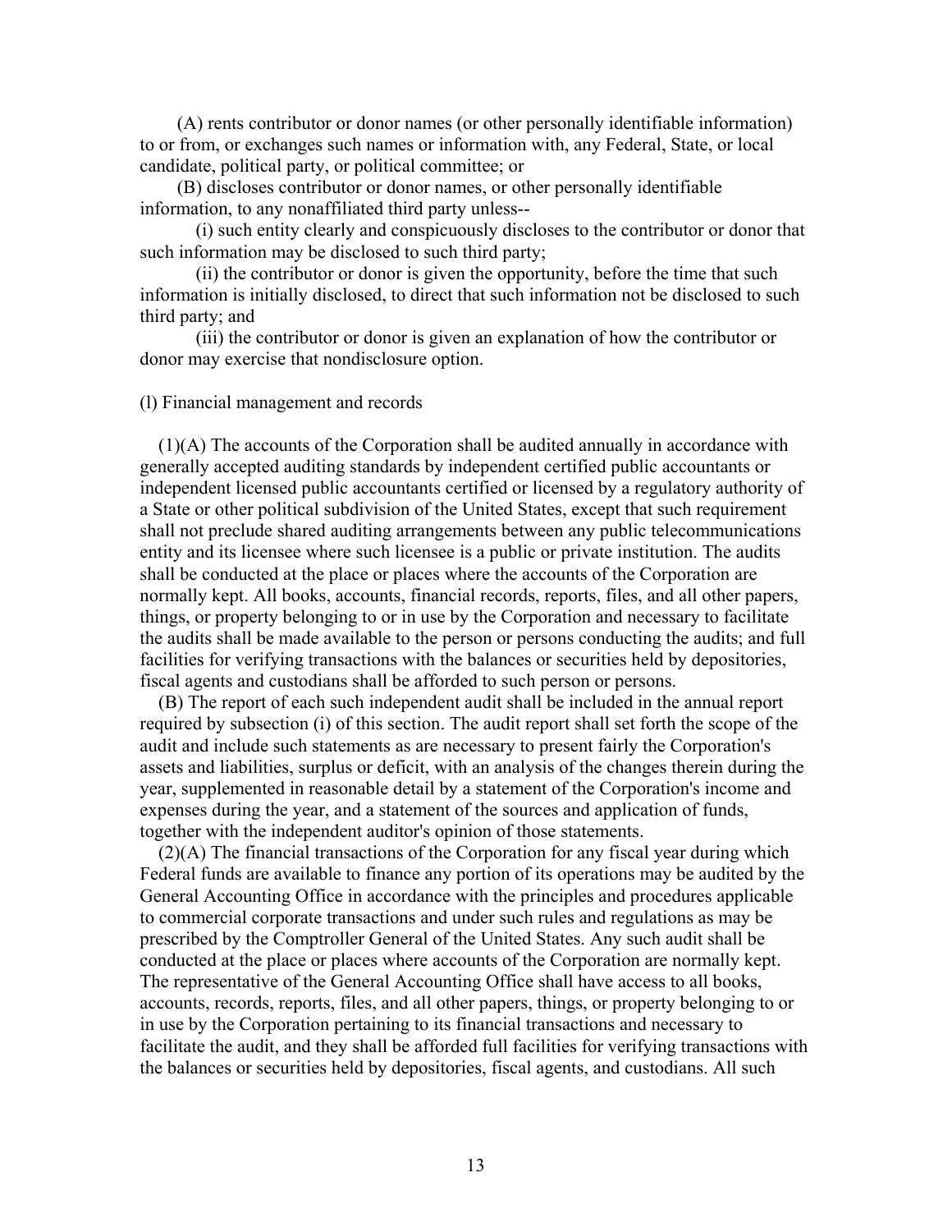(A) rents contributor or donor names (or other personally identifiable information) to or from, or exchanges such names or information with, any Federal, State, or local candidate, political party, or political committee; or

(B) discloses contributor or donor names, or other personally identifiable information, to any nonaffiliated third party unless--

(i) such entity clearly and conspicuously discloses to the contributor or donor that such information may be disclosed to such third party;

(ii) the contributor or donor is given the opportunity, before the time that such information is initially disclosed, to direct that such information not be disclosed to such third party; and

(iii) the contributor or donor is given an explanation of how the contributor or donor may exercise that nondisclosure option.

(l) Financial management and records

(1)(A) The accounts of the Corporation shall be audited annually in accordance with generally accepted auditing standards by independent certified public accountants or independent licensed public accountants certified or licensed by a regulatory authority of a State or other political subdivision of the United States, except that such requirement shall not preclude shared auditing arrangements between any public telecommunications entity and its licensee where such licensee is a public or private institution. The audits shall be conducted at the place or places where the accounts of the Corporation are normally kept. All books, accounts, financial records, reports, files, and all other papers, things, or property belonging to or in use by the Corporation and necessary to facilitate the audits shall be made available to the person or persons conducting the audits; and full facilities for verifying transactions with the balances or securities held by depositories, fiscal agents and custodians shall be afforded to such person or persons.

(B) The report of each such independent audit shall be included in the annual report required by subsection (i) of this section. The audit report shall set forth the scope of the audit and include such statements as are necessary to present fairly the Corporation's assets and liabilities, surplus or deficit, with an analysis of the changes therein during the year, supplemented in reasonable detail by a statement of the Corporation's income and expenses during the year, and a statement of the sources and application of funds, together with the independent auditor's opinion of those statements.

(2)(A) The financial transactions of the Corporation for any fiscal year during which Federal funds are available to finance any portion of its operations may be audited by the General Accounting Office in accordance with the principles and procedures applicable to commercial corporate transactions and under such rules and regulations as may be prescribed by the Comptroller General of the United States. Any such audit shall be conducted at the place or places where accounts of the Corporation are normally kept. The representative of the General Accounting Office shall have access to all books, accounts, records, reports, files, and all other papers, things, or property belonging to or in use by the Corporation pertaining to its financial transactions and necessary to facilitate the audit, and they shall be afforded full facilities for verifying transactions with the balances or securities held by depositories, fiscal agents, and custodians. All such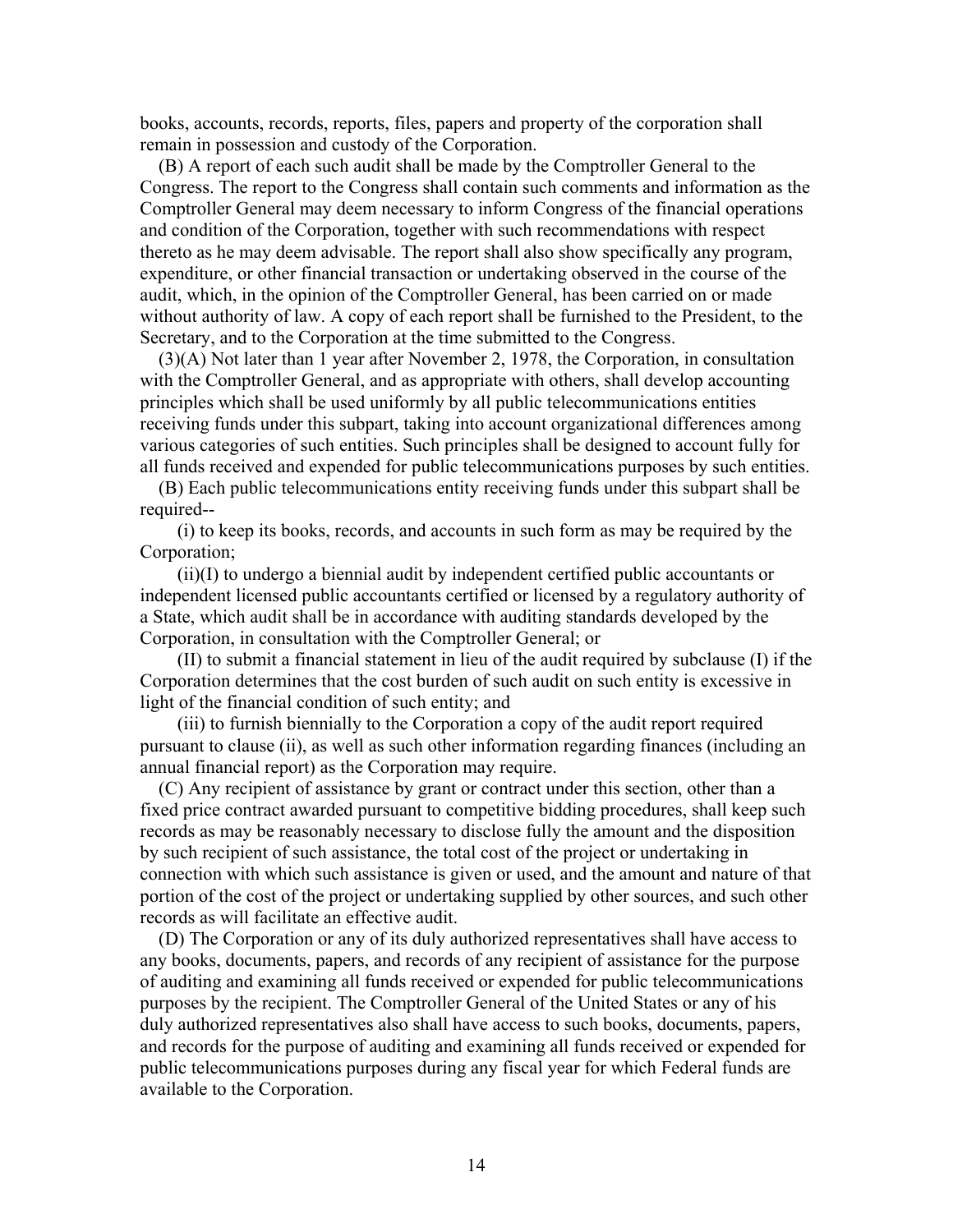books, accounts, records, reports, files, papers and property of the corporation shall remain in possession and custody of the Corporation.

(B) A report of each such audit shall be made by the Comptroller General to the Congress. The report to the Congress shall contain such comments and information as the Comptroller General may deem necessary to inform Congress of the financial operations and condition of the Corporation, together with such recommendations with respect thereto as he may deem advisable. The report shall also show specifically any program, expenditure, or other financial transaction or undertaking observed in the course of the audit, which, in the opinion of the Comptroller General, has been carried on or made without authority of law. A copy of each report shall be furnished to the President, to the Secretary, and to the Corporation at the time submitted to the Congress.

(3)(A) Not later than 1 year after November 2, 1978, the Corporation, in consultation with the Comptroller General, and as appropriate with others, shall develop accounting principles which shall be used uniformly by all public telecommunications entities receiving funds under this subpart, taking into account organizational differences among various categories of such entities. Such principles shall be designed to account fully for all funds received and expended for public telecommunications purposes by such entities.

(B) Each public telecommunications entity receiving funds under this subpart shall be required--

(i) to keep its books, records, and accounts in such form as may be required by the Corporation;

(ii)(I) to undergo a biennial audit by independent certified public accountants or independent licensed public accountants certified or licensed by a regulatory authority of a State, which audit shall be in accordance with auditing standards developed by the Corporation, in consultation with the Comptroller General; or

(II) to submit a financial statement in lieu of the audit required by subclause (I) if the Corporation determines that the cost burden of such audit on such entity is excessive in light of the financial condition of such entity; and

(iii) to furnish biennially to the Corporation a copy of the audit report required pursuant to clause (ii), as well as such other information regarding finances (including an annual financial report) as the Corporation may require.

(C) Any recipient of assistance by grant or contract under this section, other than a fixed price contract awarded pursuant to competitive bidding procedures, shall keep such records as may be reasonably necessary to disclose fully the amount and the disposition by such recipient of such assistance, the total cost of the project or undertaking in connection with which such assistance is given or used, and the amount and nature of that portion of the cost of the project or undertaking supplied by other sources, and such other records as will facilitate an effective audit.

(D) The Corporation or any of its duly authorized representatives shall have access to any books, documents, papers, and records of any recipient of assistance for the purpose of auditing and examining all funds received or expended for public telecommunications purposes by the recipient. The Comptroller General of the United States or any of his duly authorized representatives also shall have access to such books, documents, papers, and records for the purpose of auditing and examining all funds received or expended for public telecommunications purposes during any fiscal year for which Federal funds are available to the Corporation.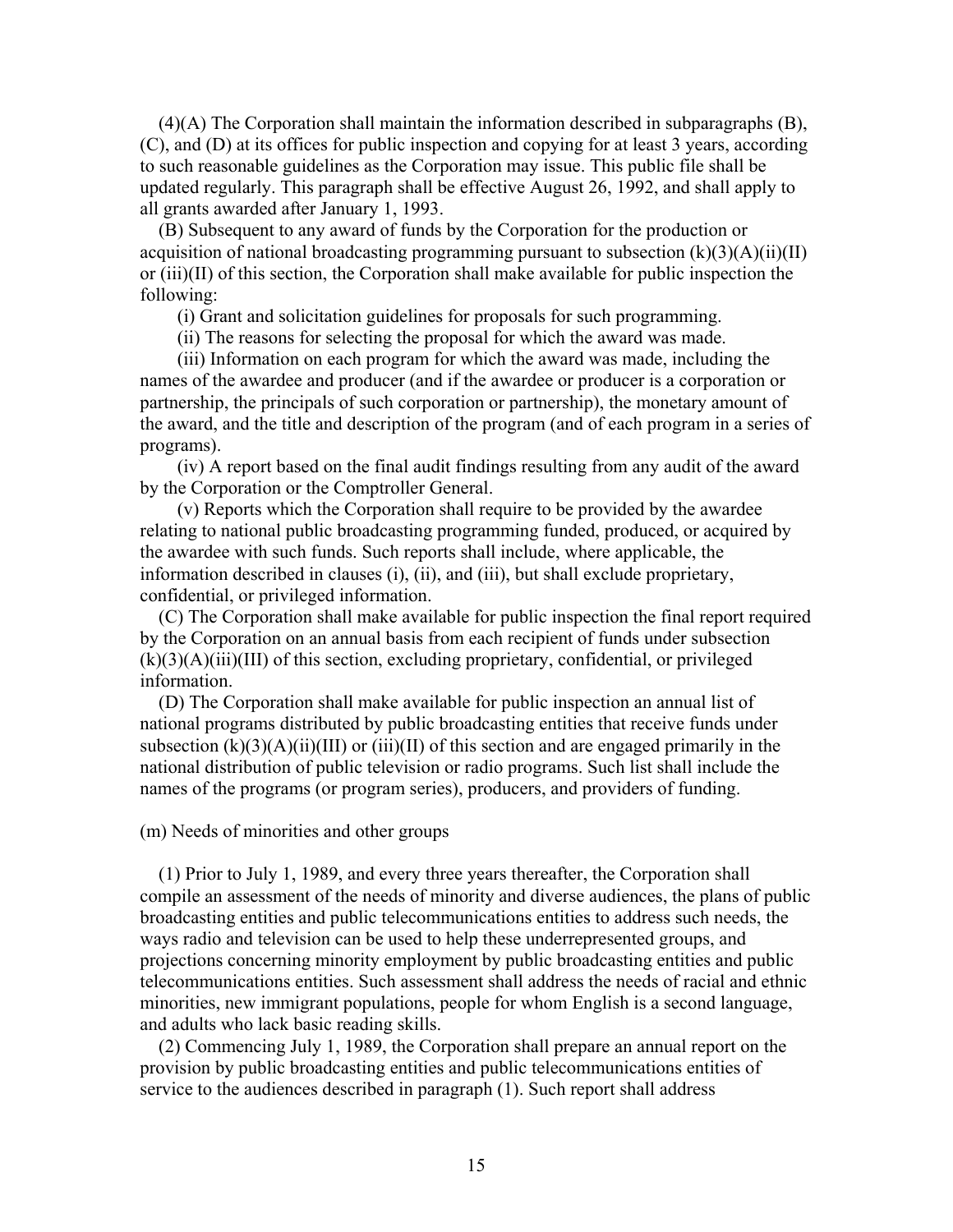(4)(A) The Corporation shall maintain the information described in subparagraphs (B), (C), and (D) at its offices for public inspection and copying for at least 3 years, according to such reasonable guidelines as the Corporation may issue. This public file shall be updated regularly. This paragraph shall be effective August 26, 1992, and shall apply to all grants awarded after January 1, 1993.

(B) Subsequent to any award of funds by the Corporation for the production or acquisition of national broadcasting programming pursuant to subsection (k)(3)(A)(ii)(II) or (iii)(II) of this section, the Corporation shall make available for public inspection the following:

(i) Grant and solicitation guidelines for proposals for such programming.

(ii) The reasons for selecting the proposal for which the award was made.

(iii) Information on each program for which the award was made, including the names of the awardee and producer (and if the awardee or producer is a corporation or partnership, the principals of such corporation or partnership), the monetary amount of the award, and the title and description of the program (and of each program in a series of programs).

(iv) A report based on the final audit findings resulting from any audit of the award by the Corporation or the Comptroller General.

(v) Reports which the Corporation shall require to be provided by the awardee relating to national public broadcasting programming funded, produced, or acquired by the awardee with such funds. Such reports shall include, where applicable, the information described in clauses (i), (ii), and (iii), but shall exclude proprietary, confidential, or privileged information.

(C) The Corporation shall make available for public inspection the final report required by the Corporation on an annual basis from each recipient of funds under subsection (k)(3)(A)(iii)(III) of this section, excluding proprietary, confidential, or privileged information.

(D) The Corporation shall make available for public inspection an annual list of national programs distributed by public broadcasting entities that receive funds under subsection (k)(3)(A)(ii)(III) or (iii)(II) of this section and are engaged primarily in the national distribution of public television or radio programs. Such list shall include the names of the programs (or program series), producers, and providers of funding.

(m) Needs of minorities and other groups

(1) Prior to July 1, 1989, and every three years thereafter, the Corporation shall compile an assessment of the needs of minority and diverse audiences, the plans of public broadcasting entities and public telecommunications entities to address such needs, the ways radio and television can be used to help these underrepresented groups, and projections concerning minority employment by public broadcasting entities and public telecommunications entities. Such assessment shall address the needs of racial and ethnic minorities, new immigrant populations, people for whom English is a second language, and adults who lack basic reading skills.

(2) Commencing July 1, 1989, the Corporation shall prepare an annual report on the provision by public broadcasting entities and public telecommunications entities of service to the audiences described in paragraph (1). Such report shall address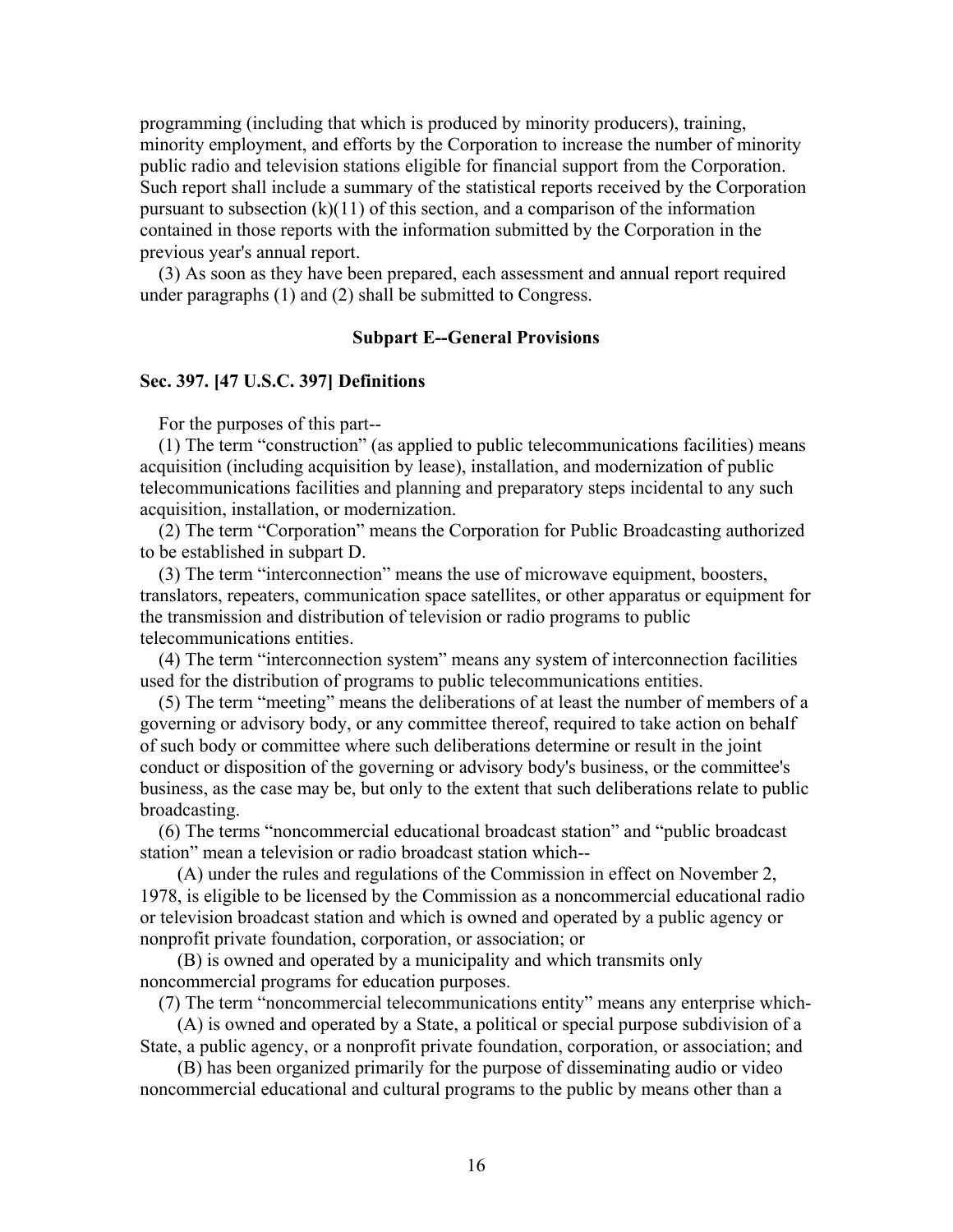programming (including that which is produced by minority producers), training, minority employment, and efforts by the Corporation to increase the number of minority public radio and television stations eligible for financial support from the Corporation. Such report shall include a summary of the statistical reports received by the Corporation pursuant to subsection (k)(11) of this section, and a comparison of the information contained in those reports with the information submitted by the Corporation in the previous year's annual report.

(3) As soon as they have been prepared, each assessment and annual report required under paragraphs (1) and (2) shall be submitted to Congress.

### Subpart E--General Provisions

### Sec. 397. [47 U.S.C. 397] Definitions

For the purposes of this part--

(1) The term "construction" (as applied to public telecommunications facilities) means acquisition (including acquisition by lease), installation, and modernization of public telecommunications facilities and planning and preparatory steps incidental to any such acquisition, installation, or modernization.

(2) The term "Corporation" means the Corporation for Public Broadcasting authorized to be established in subpart D.

(3) The term "interconnection" means the use of microwave equipment, boosters, translators, repeaters, communication space satellites, or other apparatus or equipment for the transmission and distribution of television or radio programs to public telecommunications entities.

(4) The term "interconnection system" means any system of interconnection facilities used for the distribution of programs to public telecommunications entities.

(5) The term "meeting" means the deliberations of at least the number of members of a governing or advisory body, or any committee thereof, required to take action on behalf of such body or committee where such deliberations determine or result in the joint conduct or disposition of the governing or advisory body's business, or the committee's business, as the case may be, but only to the extent that such deliberations relate to public broadcasting.

(6) The terms "noncommercial educational broadcast station" and "public broadcast station" mean a television or radio broadcast station which--

(A) under the rules and regulations of the Commission in effect on November 2, 1978, is eligible to be licensed by the Commission as a noncommercial educational radio or television broadcast station and which is owned and operated by a public agency or nonprofit private foundation, corporation, or association; or

(B) is owned and operated by a municipality and which transmits only noncommercial programs for education purposes.

(7) The term "noncommercial telecommunications entity" means any enterprise which-

(A) is owned and operated by a State, a political or special purpose subdivision of a State, a public agency, or a nonprofit private foundation, corporation, or association; and

(B) has been organized primarily for the purpose of disseminating audio or video noncommercial educational and cultural programs to the public by means other than a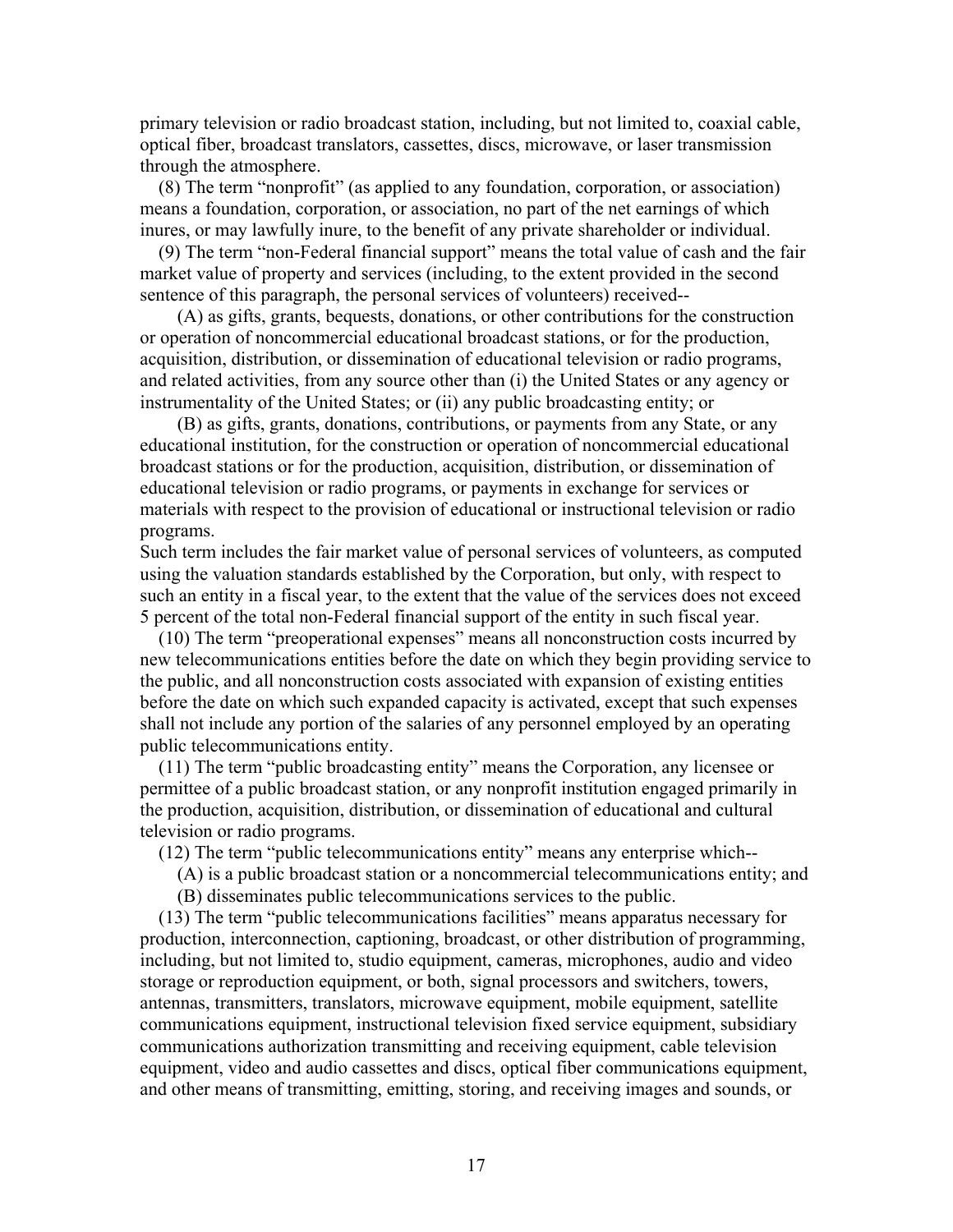primary television or radio broadcast station, including, but not limited to, coaxial cable, optical fiber, broadcast translators, cassettes, discs, microwave, or laser transmission through the atmosphere.

(8) The term "nonprofit" (as applied to any foundation, corporation, or association) means a foundation, corporation, or association, no part of the net earnings of which inures, or may lawfully inure, to the benefit of any private shareholder or individual.

(9) The term "non-Federal financial support" means the total value of cash and the fair market value of property and services (including, to the extent provided in the second sentence of this paragraph, the personal services of volunteers) received--

(A) as gifts, grants, bequests, donations, or other contributions for the construction or operation of noncommercial educational broadcast stations, or for the production, acquisition, distribution, or dissemination of educational television or radio programs, and related activities, from any source other than (i) the United States or any agency or instrumentality of the United States; or (ii) any public broadcasting entity; or

(B) as gifts, grants, donations, contributions, or payments from any State, or any educational institution, for the construction or operation of noncommercial educational broadcast stations or for the production, acquisition, distribution, or dissemination of educational television or radio programs, or payments in exchange for services or materials with respect to the provision of educational or instructional television or radio programs.

Such term includes the fair market value of personal services of volunteers, as computed using the valuation standards established by the Corporation, but only, with respect to such an entity in a fiscal year, to the extent that the value of the services does not exceed 5 percent of the total non-Federal financial support of the entity in such fiscal year.

(10) The term "preoperational expenses" means all nonconstruction costs incurred by new telecommunications entities before the date on which they begin providing service to the public, and all nonconstruction costs associated with expansion of existing entities before the date on which such expanded capacity is activated, except that such expenses shall not include any portion of the salaries of any personnel employed by an operating public telecommunications entity.

(11) The term "public broadcasting entity" means the Corporation, any licensee or permittee of a public broadcast station, or any nonprofit institution engaged primarily in the production, acquisition, distribution, or dissemination of educational and cultural television or radio programs.

(12) The term "public telecommunications entity" means any enterprise which--

(A) is a public broadcast station or a noncommercial telecommunications entity; and

(B) disseminates public telecommunications services to the public.

(13) The term "public telecommunications facilities" means apparatus necessary for production, interconnection, captioning, broadcast, or other distribution of programming, including, but not limited to, studio equipment, cameras, microphones, audio and video storage or reproduction equipment, or both, signal processors and switchers, towers, antennas, transmitters, translators, microwave equipment, mobile equipment, satellite communications equipment, instructional television fixed service equipment, subsidiary communications authorization transmitting and receiving equipment, cable television equipment, video and audio cassettes and discs, optical fiber communications equipment, and other means of transmitting, emitting, storing, and receiving images and sounds, or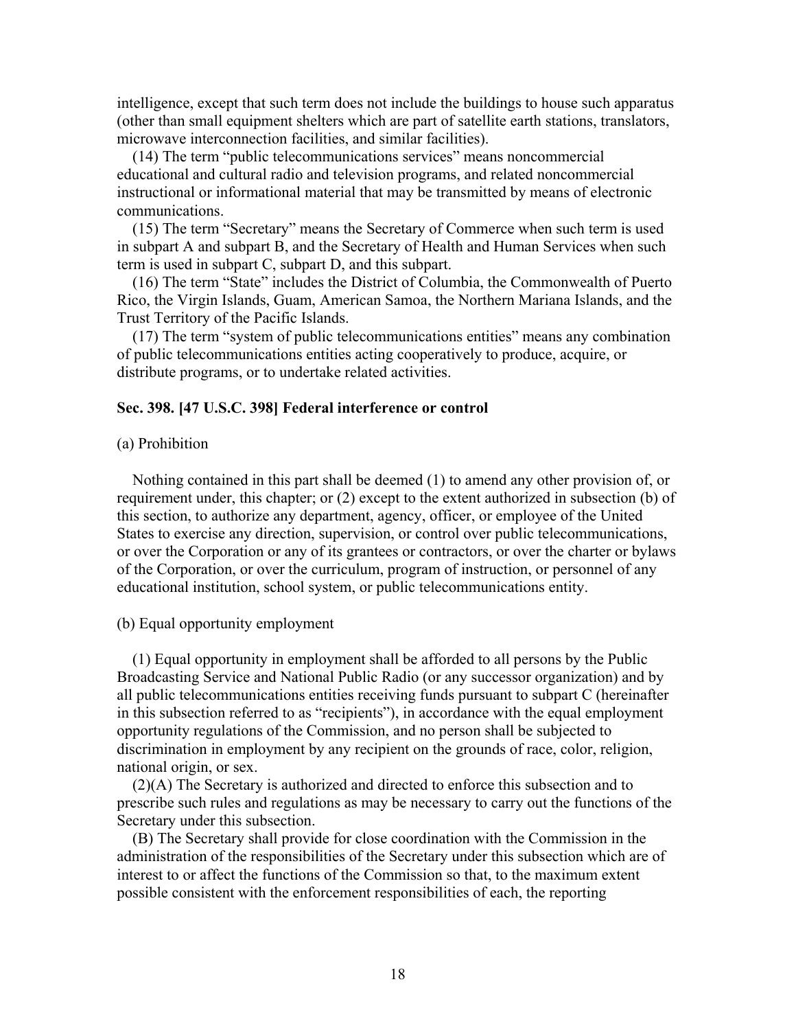intelligence, except that such term does not include the buildings to house such apparatus (other than small equipment shelters which are part of satellite earth stations, translators, microwave interconnection facilities, and similar facilities).

(14) The term "public telecommunications services" means noncommercial educational and cultural radio and television programs, and related noncommercial instructional or informational material that may be transmitted by means of electronic communications.

(15) The term "Secretary" means the Secretary of Commerce when such term is used in subpart A and subpart B, and the Secretary of Health and Human Services when such term is used in subpart C, subpart D, and this subpart.

(16) The term "State" includes the District of Columbia, the Commonwealth of Puerto Rico, the Virgin Islands, Guam, American Samoa, the Northern Mariana Islands, and the Trust Territory of the Pacific Islands.

(17) The term "system of public telecommunications entities" means any combination of public telecommunications entities acting cooperatively to produce, acquire, or distribute programs, or to undertake related activities.

**Sec. 398. [47 U.S.C. 398] Federal interference or control**

(a) Prohibition

Nothing contained in this part shall be deemed (1) to amend any other provision of, or requirement under, this chapter; or (2) except to the extent authorized in subsection (b) of this section, to authorize any department, agency, officer, or employee of the United States to exercise any direction, supervision, or control over public telecommunications, or over the Corporation or any of its grantees or contractors, or over the charter or bylaws of the Corporation, or over the curriculum, program of instruction, or personnel of any educational institution, school system, or public telecommunications entity.

(b) Equal opportunity employment

(1) Equal opportunity in employment shall be afforded to all persons by the Public Broadcasting Service and National Public Radio (or any successor organization) and by all public telecommunications entities receiving funds pursuant to subpart C (hereinafter in this subsection referred to as "recipients"), in accordance with the equal employment opportunity regulations of the Commission, and no person shall be subjected to discrimination in employment by any recipient on the grounds of race, color, religion, national origin, or sex.

(2)(A) The Secretary is authorized and directed to enforce this subsection and to prescribe such rules and regulations as may be necessary to carry out the functions of the Secretary under this subsection.

(B) The Secretary shall provide for close coordination with the Commission in the administration of the responsibilities of the Secretary under this subsection which are of interest to or affect the functions of the Commission so that, to the maximum extent possible consistent with the enforcement responsibilities of each, the reporting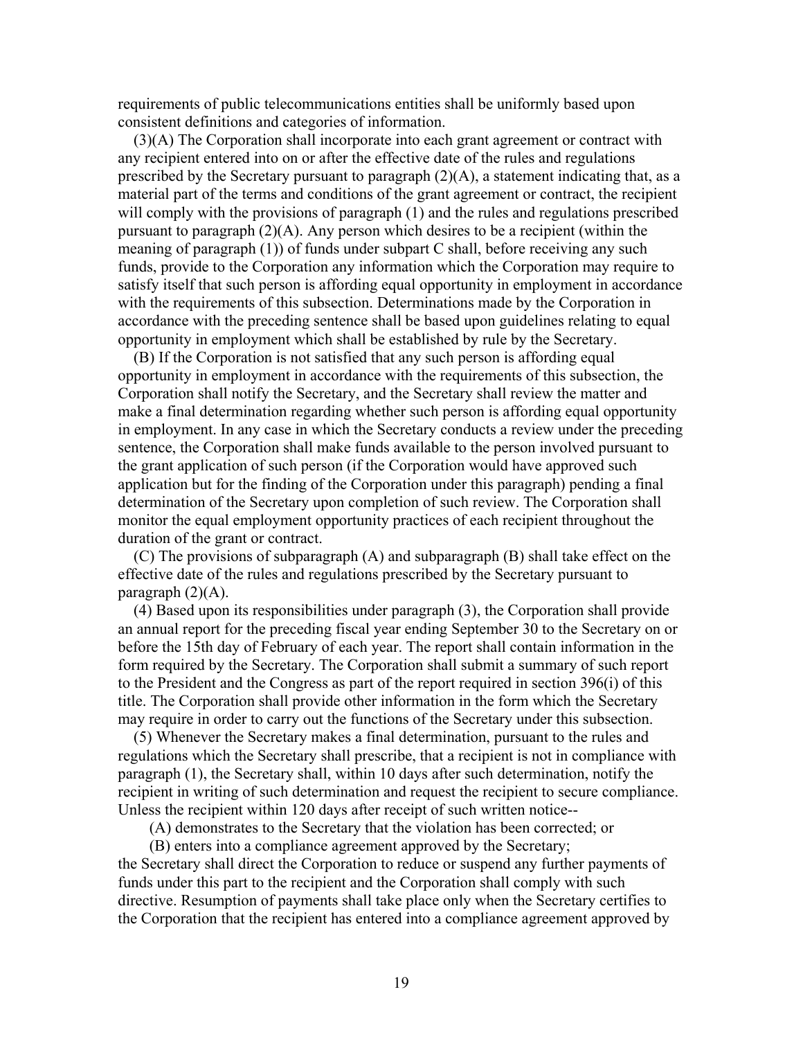requirements of public telecommunications entities shall be uniformly based upon consistent definitions and categories of information.

(3)(A) The Corporation shall incorporate into each grant agreement or contract with any recipient entered into on or after the effective date of the rules and regulations prescribed by the Secretary pursuant to paragraph (2)(A), a statement indicating that, as a material part of the terms and conditions of the grant agreement or contract, the recipient will comply with the provisions of paragraph (1) and the rules and regulations prescribed pursuant to paragraph (2)(A). Any person which desires to be a recipient (within the meaning of paragraph (1)) of funds under subpart C shall, before receiving any such funds, provide to the Corporation any information which the Corporation may require to satisfy itself that such person is affording equal opportunity in employment in accordance with the requirements of this subsection. Determinations made by the Corporation in accordance with the preceding sentence shall be based upon guidelines relating to equal opportunity in employment which shall be established by rule by the Secretary.

(B) If the Corporation is not satisfied that any such person is affording equal opportunity in employment in accordance with the requirements of this subsection, the Corporation shall notify the Secretary, and the Secretary shall review the matter and make a final determination regarding whether such person is affording equal opportunity in employment. In any case in which the Secretary conducts a review under the preceding sentence, the Corporation shall make funds available to the person involved pursuant to the grant application of such person (if the Corporation would have approved such application but for the finding of the Corporation under this paragraph) pending a final determination of the Secretary upon completion of such review. The Corporation shall monitor the equal employment opportunity practices of each recipient throughout the duration of the grant or contract.

(C) The provisions of subparagraph (A) and subparagraph (B) shall take effect on the effective date of the rules and regulations prescribed by the Secretary pursuant to paragraph (2)(A).

(4) Based upon its responsibilities under paragraph (3), the Corporation shall provide an annual report for the preceding fiscal year ending September 30 to the Secretary on or before the 15th day of February of each year. The report shall contain information in the form required by the Secretary. The Corporation shall submit a summary of such report to the President and the Congress as part of the report required in section 396(i) of this title. The Corporation shall provide other information in the form which the Secretary may require in order to carry out the functions of the Secretary under this subsection.

(5) Whenever the Secretary makes a final determination, pursuant to the rules and regulations which the Secretary shall prescribe, that a recipient is not in compliance with paragraph (1), the Secretary shall, within 10 days after such determination, notify the recipient in writing of such determination and request the recipient to secure compliance. Unless the recipient within 120 days after receipt of such written notice--

(A) demonstrates to the Secretary that the violation has been corrected; or

(B) enters into a compliance agreement approved by the Secretary;

the Secretary shall direct the Corporation to reduce or suspend any further payments of funds under this part to the recipient and the Corporation shall comply with such directive. Resumption of payments shall take place only when the Secretary certifies to the Corporation that the recipient has entered into a compliance agreement approved by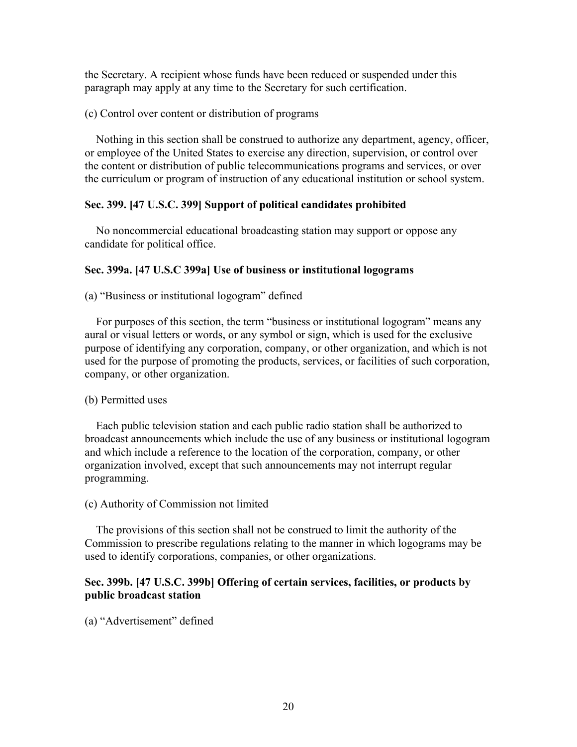the Secretary. A recipient whose funds have been reduced or suspended under this paragraph may apply at any time to the Secretary for such certification.

(c) Control over content or distribution of programs

Nothing in this section shall be construed to authorize any department, agency, officer, or employee of the United States to exercise any direction, supervision, or control over the content or distribution of public telecommunications programs and services, or over the curriculum or program of instruction of any educational institution or school system.

**Sec. 399. [47 U.S.C. 399] Support of political candidates prohibited**

No noncommercial educational broadcasting station may support or oppose any candidate for political office.

**Sec. 399a. [47 U.S.C 399a] Use of business or institutional logograms**

(a) "Business or institutional logogram" defined

For purposes of this section, the term "business or institutional logogram" means any aural or visual letters or words, or any symbol or sign, which is used for the exclusive purpose of identifying any corporation, company, or other organization, and which is not used for the purpose of promoting the products, services, or facilities of such corporation, company, or other organization.

(b) Permitted uses

Each public television station and each public radio station shall be authorized to broadcast announcements which include the use of any business or institutional logogram and which include a reference to the location of the corporation, company, or other organization involved, except that such announcements may not interrupt regular programming.

(c) Authority of Commission not limited

The provisions of this section shall not be construed to limit the authority of the Commission to prescribe regulations relating to the manner in which logograms may be used to identify corporations, companies, or other organizations.

**Sec. 399b. [47 U.S.C. 399b] Offering of certain services, facilities, or products by public broadcast station**

(a) "Advertisement" defined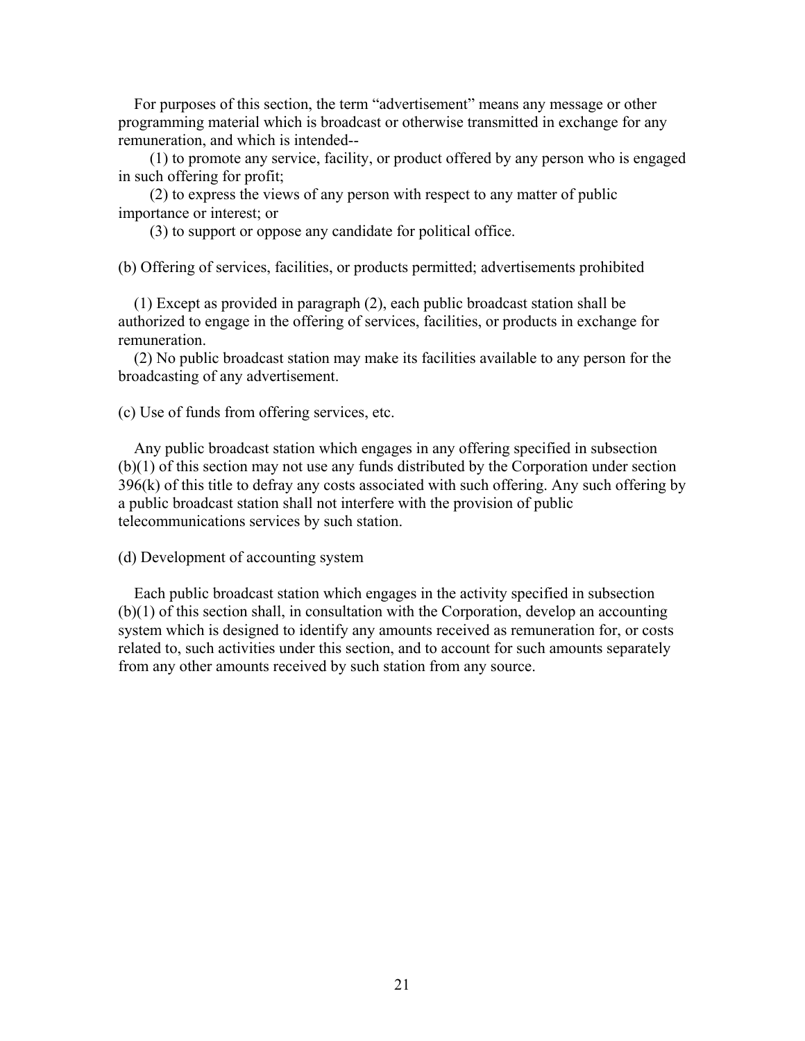For purposes of this section, the term “advertisement” means any message or other programming material which is broadcast or otherwise transmitted in exchange for any remuneration, and which is intended--

(1) to promote any service, facility, or product offered by any person who is engaged in such offering for profit;

(2) to express the views of any person with respect to any matter of public importance or interest; or

(3) to support or oppose any candidate for political office.

(b) Offering of services, facilities, or products permitted; advertisements prohibited

(1) Except as provided in paragraph (2), each public broadcast station shall be authorized to engage in the offering of services, facilities, or products in exchange for remuneration.

(2) No public broadcast station may make its facilities available to any person for the broadcasting of any advertisement.

(c) Use of funds from offering services, etc.

Any public broadcast station which engages in any offering specified in subsection (b)(1) of this section may not use any funds distributed by the Corporation under section 396(k) of this title to defray any costs associated with such offering. Any such offering by a public broadcast station shall not interfere with the provision of public telecommunications services by such station.

(d) Development of accounting system

Each public broadcast station which engages in the activity specified in subsection (b)(1) of this section shall, in consultation with the Corporation, develop an accounting system which is designed to identify any amounts received as remuneration for, or costs related to, such activities under this section, and to account for such amounts separately from any other amounts received by such station from any source.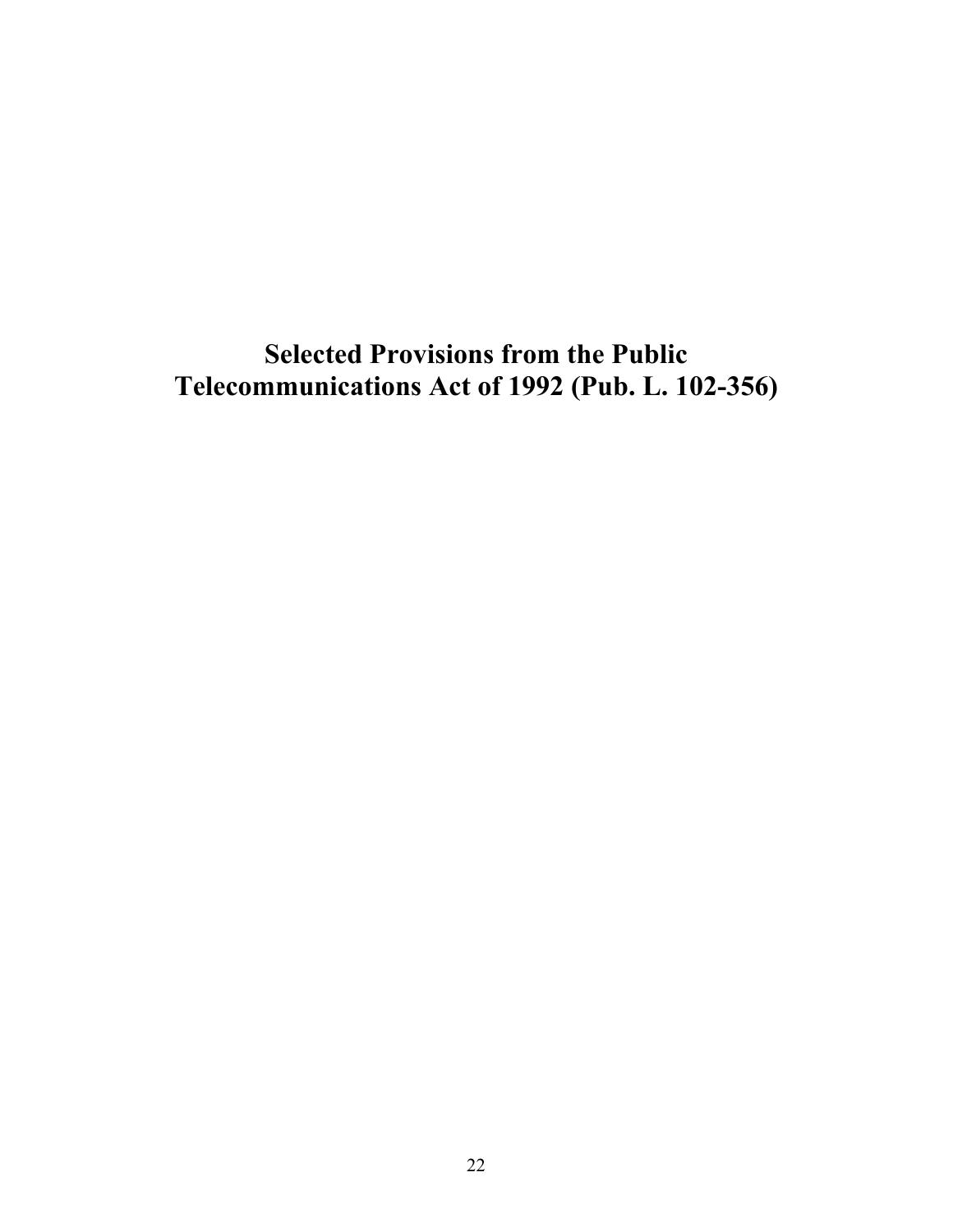# Selected Provisions from the Public Telecommunications Act of 1992 (Pub. L. 102-356)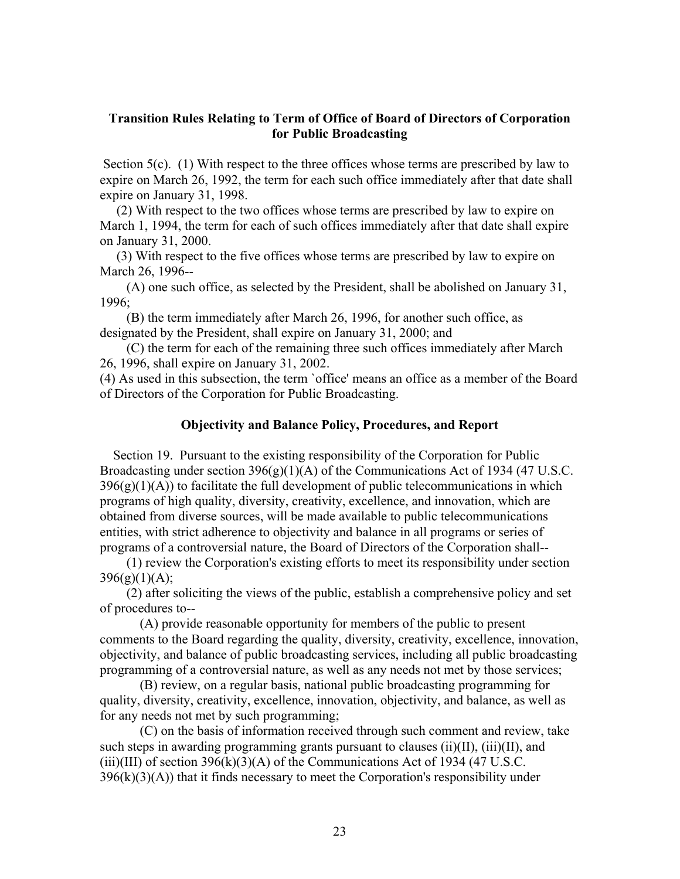**Transition Rules Relating to Term of Office of Board of Directors of Corporation for Public Broadcasting**

Section 5(c). (1) With respect to the three offices whose terms are prescribed by law to expire on March 26, 1992, the term for each such office immediately after that date shall expire on January 31, 1998.

(2) With respect to the two offices whose terms are prescribed by law to expire on March 1, 1994, the term for each of such offices immediately after that date shall expire on January 31, 2000.

(3) With respect to the five offices whose terms are prescribed by law to expire on March 26, 1996--

(A) one such office, as selected by the President, shall be abolished on January 31, 1996;

(B) the term immediately after March 26, 1996, for another such office, as designated by the President, shall expire on January 31, 2000; and

(C) the term for each of the remaining three such offices immediately after March 26, 1996, shall expire on January 31, 2002.

(4) As used in this subsection, the term `office' means an office as a member of the Board of Directors of the Corporation for Public Broadcasting.

**Objectivity and Balance Policy, Procedures, and Report**

Section 19. Pursuant to the existing responsibility of the Corporation for Public Broadcasting under section 396(g)(1)(A) of the Communications Act of 1934 (47 U.S.C. 396(g)(1)(A)) to facilitate the full development of public telecommunications in which programs of high quality, diversity, creativity, excellence, and innovation, which are obtained from diverse sources, will be made available to public telecommunications entities, with strict adherence to objectivity and balance in all programs or series of programs of a controversial nature, the Board of Directors of the Corporation shall--

(1) review the Corporation's existing efforts to meet its responsibility under section 396(g)(1)(A);

(2) after soliciting the views of the public, establish a comprehensive policy and set of procedures to--

(A) provide reasonable opportunity for members of the public to present comments to the Board regarding the quality, diversity, creativity, excellence, innovation, objectivity, and balance of public broadcasting services, including all public broadcasting programming of a controversial nature, as well as any needs not met by those services;

(B) review, on a regular basis, national public broadcasting programming for quality, diversity, creativity, excellence, innovation, objectivity, and balance, as well as for any needs not met by such programming;

(C) on the basis of information received through such comment and review, take such steps in awarding programming grants pursuant to clauses (ii)(II), (iii)(II), and (iii)(III) of section 396(k)(3)(A) of the Communications Act of 1934 (47 U.S.C. 396(k)(3)(A)) that it finds necessary to meet the Corporation's responsibility under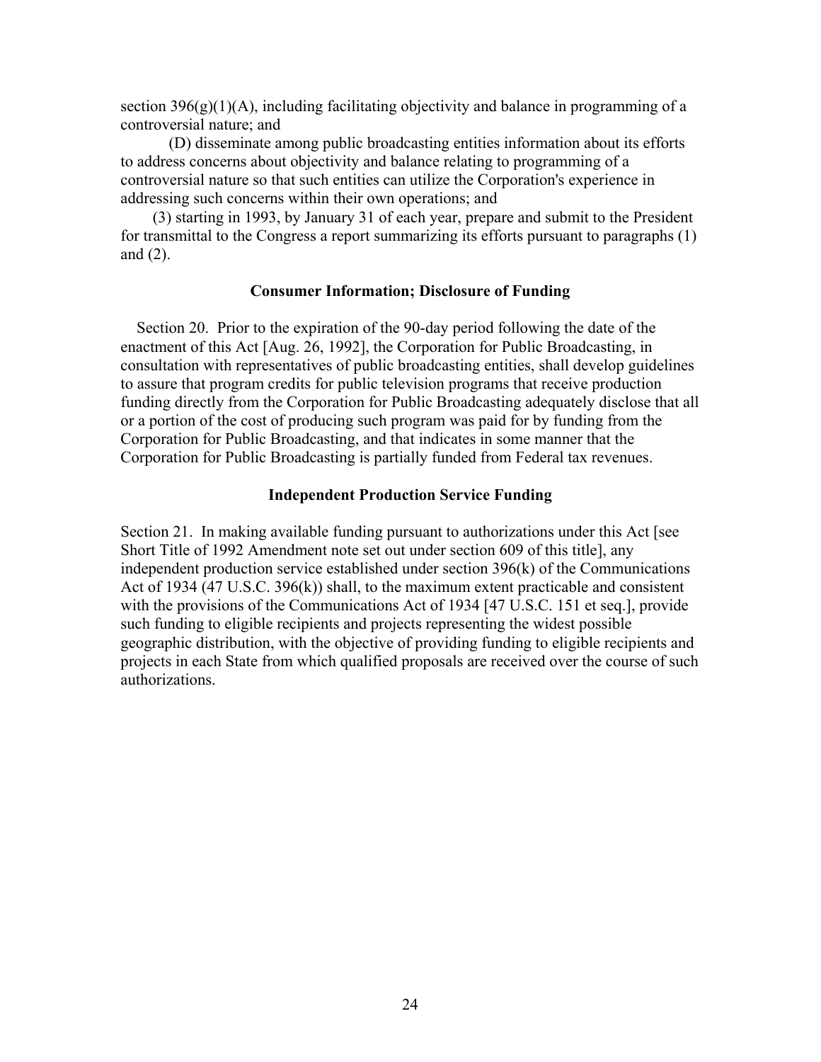section 396(g)(1)(A), including facilitating objectivity and balance in programming of a controversial nature; and

(D) disseminate among public broadcasting entities information about its efforts to address concerns about objectivity and balance relating to programming of a controversial nature so that such entities can utilize the Corporation's experience in addressing such concerns within their own operations; and

(3) starting in 1993, by January 31 of each year, prepare and submit to the President for transmittal to the Congress a report summarizing its efforts pursuant to paragraphs (1) and (2).

**Consumer Information; Disclosure of Funding**

Section 20. Prior to the expiration of the 90-day period following the date of the enactment of this Act [Aug. 26, 1992], the Corporation for Public Broadcasting, in consultation with representatives of public broadcasting entities, shall develop guidelines to assure that program credits for public television programs that receive production funding directly from the Corporation for Public Broadcasting adequately disclose that all or a portion of the cost of producing such program was paid for by funding from the Corporation for Public Broadcasting, and that indicates in some manner that the Corporation for Public Broadcasting is partially funded from Federal tax revenues.

**Independent Production Service Funding**

Section 21. In making available funding pursuant to authorizations under this Act [see Short Title of 1992 Amendment note set out under section 609 of this title], any independent production service established under section 396(k) of the Communications Act of 1934 (47 U.S.C. 396(k)) shall, to the maximum extent practicable and consistent with the provisions of the Communications Act of 1934 [47 U.S.C. 151 et seq.], provide such funding to eligible recipients and projects representing the widest possible geographic distribution, with the objective of providing funding to eligible recipients and projects in each State from which qualified proposals are received over the course of such authorizations.